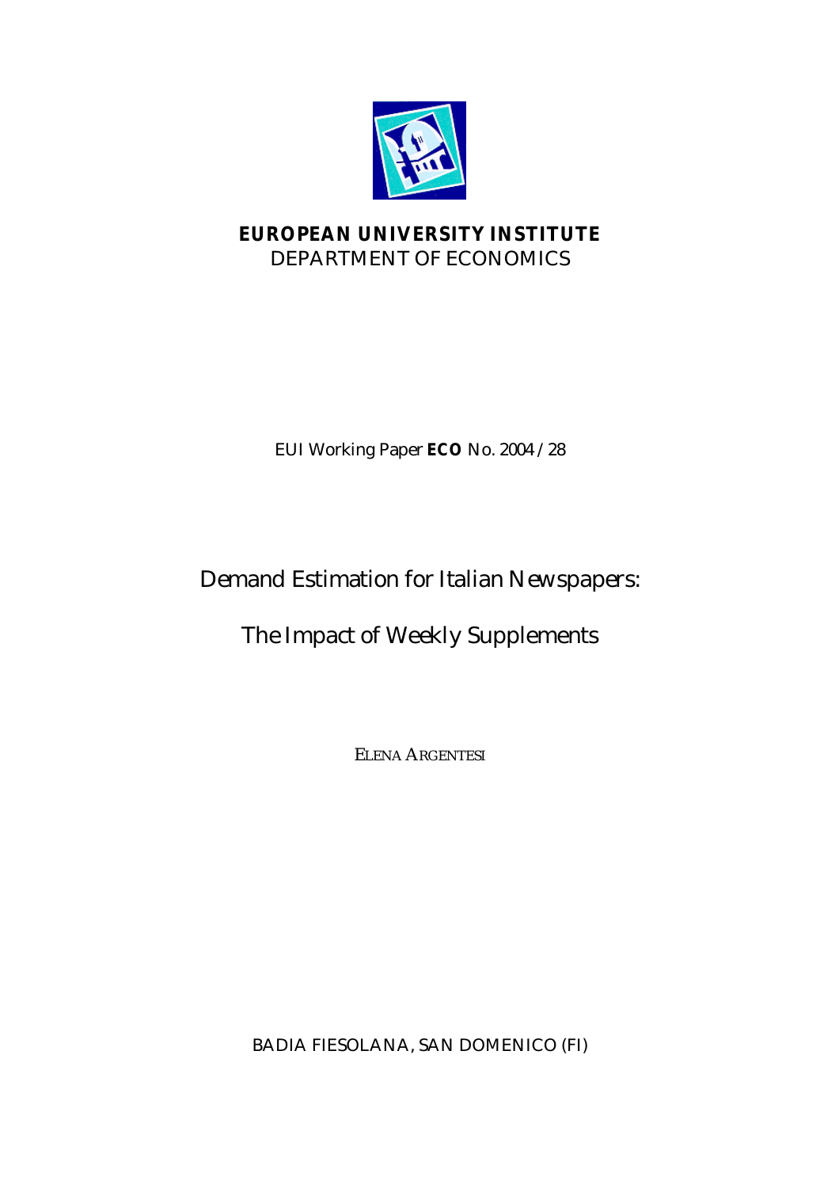**EUROPEAN UNIVERSITY INSTITUTE**

DEPARTMENT OF ECONOMICS

EUI Working Paper **ECO** No. 2004 /28

# Demand Estimation for Italian Newspapers:

# The Impact of Weekly Supplements

ELENA ARGENTESI

BADIA FIESOLANA, SAN DOMENICO (FI)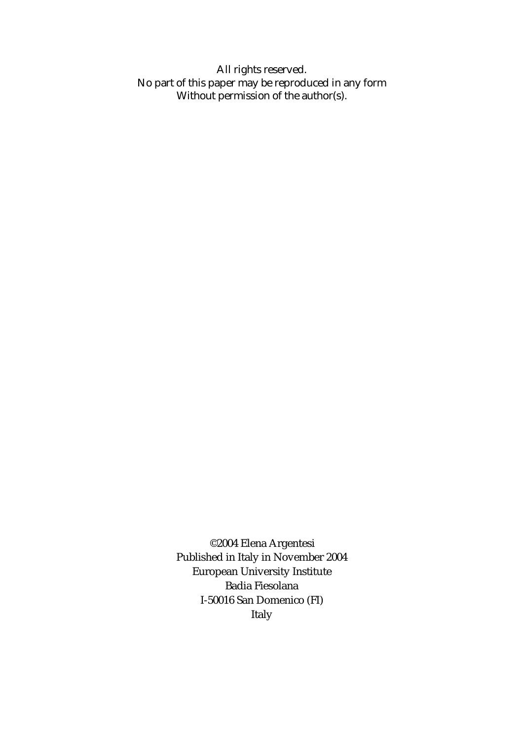All rights reserved.  
No part of this paper may be reproduced in any form  
Without permission of the author(s).

©2004 Elena Argentesi  
Published in Italy in November 2004  
European University Institute  
Badia Fiesolana  
I-50016 San Domenico (FI)  
Italy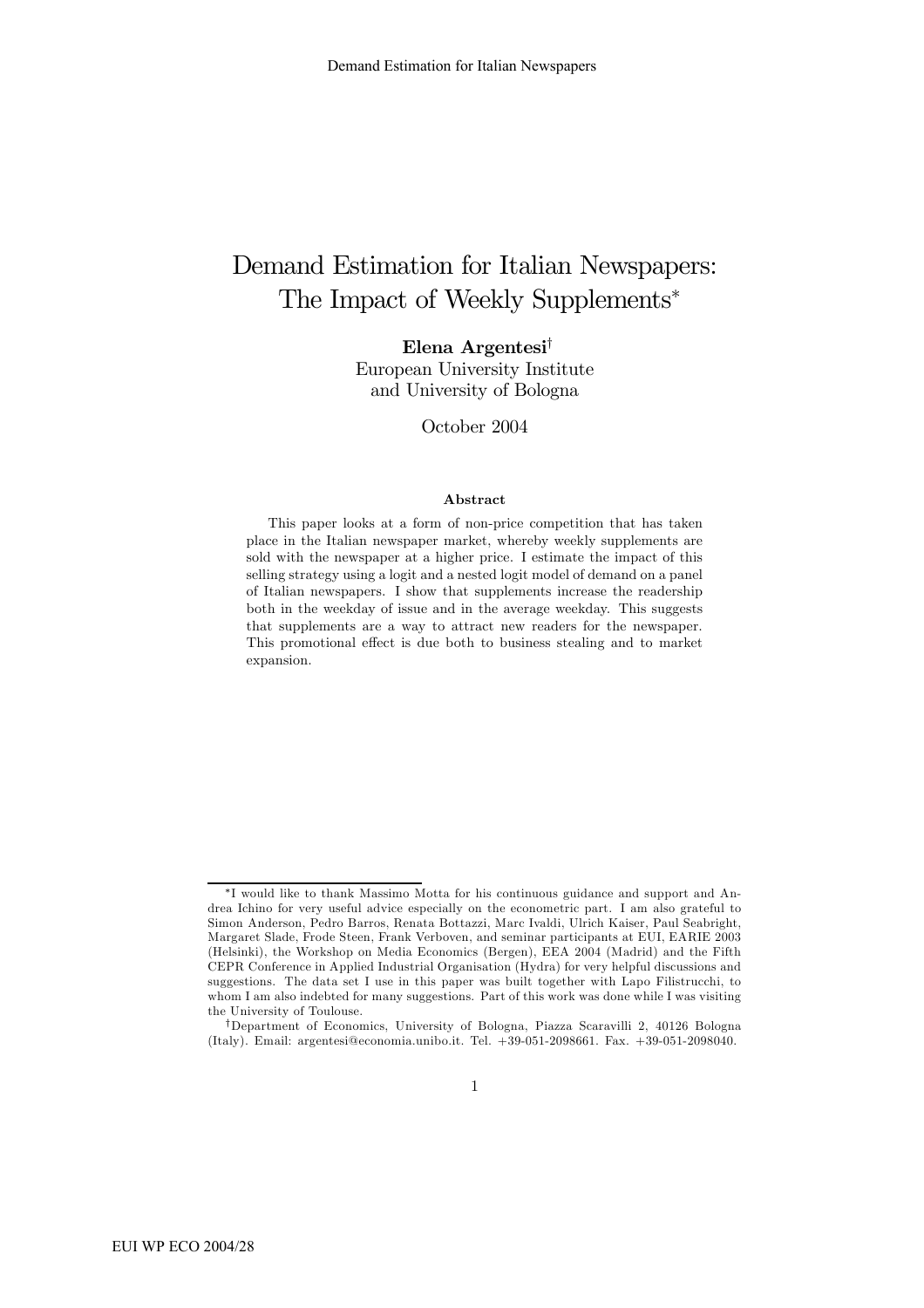# Demand Estimation for Italian Newspapers: The Impact of Weekly Supplements*

**Elena Argentesi**†
European University Institute
and University of Bologna

October 2004

#### Abstract

This paper looks at a form of non-price competition that has taken place in the Italian newspaper market, whereby weekly supplements are sold with the newspaper at a higher price. I estimate the impact of this selling strategy using a logit and a nested logit model of demand on a panel of Italian newspapers. I show that supplements increase the readership both in the weekday of issue and in the average weekday. This suggests that supplements are a way to attract new readers for the newspaper. This promotional effect is due both to business stealing and to market expansion.

---

*I would like to thank Massimo Motta for his continuous guidance and support and Andrea Ichino for very useful advice especially on the econometric part. I am also grateful to Simon Anderson, Pedro Barros, Renata Bottazzi, Marc Ivaldi, Ulrich Kaiser, Paul Seabright, Margaret Slade, Frode Steen, Frank Verboven, and seminar participants at EUI, EARIE 2003 (Helsinki), the Workshop on Media Economics (Bergen), EEA 2004 (Madrid) and the Fifth CEPR Conference in Applied Industrial Organisation (Hydra) for very helpful discussions and suggestions. The data set I use in this paper was built together with Lapo Filistrucchi, to whom I am also indebted for many suggestions. Part of this work was done while I was visiting the University of Toulouse.

†Department of Economics, University of Bologna, Piazza Scaravilli 2, 40126 Bologna (Italy). Email: argentesi@economia.unibo.it. Tel. +39-051-2098661. Fax. +39-051-2098040.

EUI WP ECO 2004/28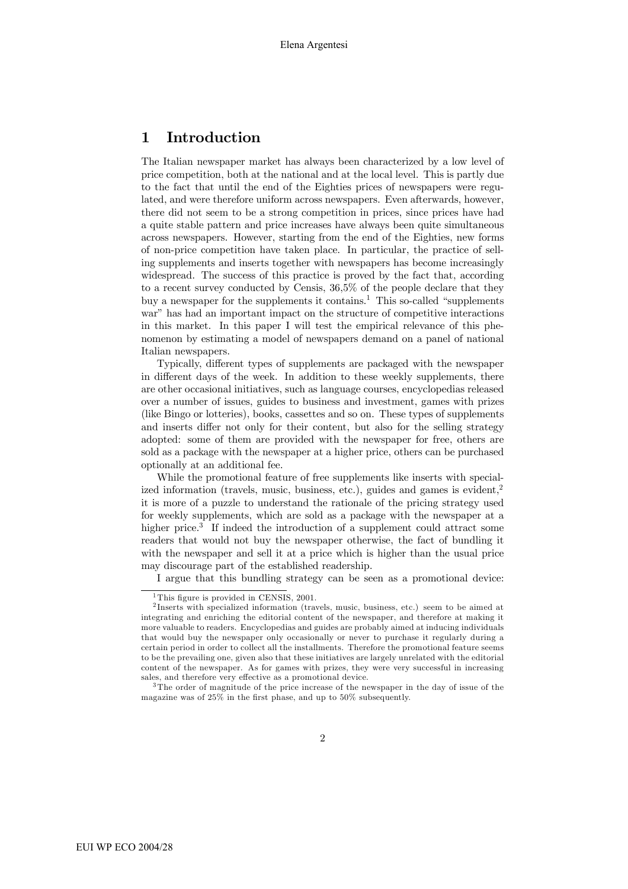# 1 Introduction

The Italian newspaper market has always been characterized by a low level of price competition, both at the national and at the local level. This is partly due to the fact that until the end of the Eighties prices of newspapers were regulated, and were therefore uniform across newspapers. Even afterwards, however, there did not seem to be a strong competition in prices, since prices have had a quite stable pattern and price increases have always been quite simultaneous across newspapers. However, starting from the end of the Eighties, new forms of non-price competition have taken place. In particular, the practice of selling supplements and inserts together with newspapers has become increasingly widespread. The success of this practice is proved by the fact that, according to a recent survey conducted by Censis, 36,5% of the people declare that they buy a newspaper for the supplements it contains.[1] This so-called "supplements war" has had an important impact on the structure of competitive interactions in this market. In this paper I will test the empirical relevance of this phenomenon by estimating a model of newspapers demand on a panel of national Italian newspapers.

Typically, different types of supplements are packaged with the newspaper in different days of the week. In addition to these weekly supplements, there are other occasional initiatives, such as language courses, encyclopedias released over a number of issues, guides to business and investment, games with prizes (like Bingo or lotteries), books, cassettes and so on. These types of supplements and inserts differ not only for their content, but also for the selling strategy adopted: some of them are provided with the newspaper for free, others are sold as a package with the newspaper at a higher price, others can be purchased optionally at an additional fee.

While the promotional feature of free supplements like inserts with specialized information (travels, music, business, etc.), guides and games is evident,[2] it is more of a puzzle to understand the rationale of the pricing strategy used for weekly supplements, which are sold as a package with the newspaper at a higher price.[3] If indeed the introduction of a supplement could attract some readers that would not buy the newspaper otherwise, the fact of bundling it with the newspaper and sell it at a price which is higher than the usual price may discourage part of the established readership.

I argue that this bundling strategy can be seen as a promotional device:

---

[1] This figure is provided in CENSIS, 2001.

[2] Inserts with specialized information (travels, music, business, etc.) seem to be aimed at integrating and enriching the editorial content of the newspaper, and therefore at making it more valuable to readers. Encyclopedias and guides are probably aimed at inducing individuals that would buy the newspaper only occasionally or never to purchase it regularly during a certain period in order to collect all the installments. Therefore the promotional feature seems to be the prevailing one, given also that these initiatives are largely unrelated with the editorial content of the newspaper. As for games with prizes, they were very successful in increasing sales, and therefore very effective as a promotional device.

[3] The order of magnitude of the price increase of the newspaper in the day of issue of the magazine was of 25% in the first phase, and up to 50% subsequently.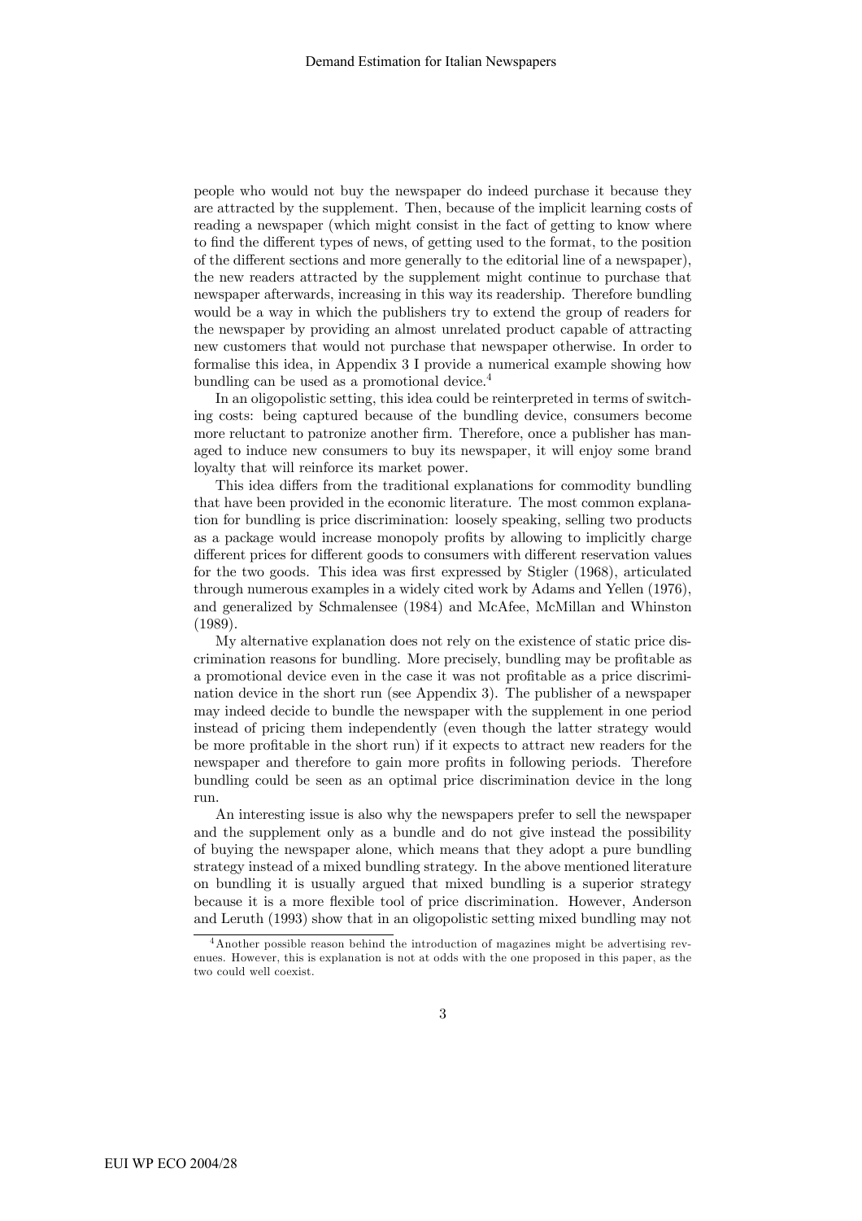people who would not buy the newspaper do indeed purchase it because they are attracted by the supplement. Then, because of the implicit learning costs of reading a newspaper (which might consist in the fact of getting to know where to find the different types of news, of getting used to the format, to the position of the different sections and more generally to the editorial line of a newspaper), the new readers attracted by the supplement might continue to purchase that newspaper afterwards, increasing in this way its readership. Therefore bundling would be a way in which the publishers try to extend the group of readers for the newspaper by providing an almost unrelated product capable of attracting new customers that would not purchase that newspaper otherwise. In order to formalise this idea, in Appendix 3 I provide a numerical example showing how bundling can be used as a promotional device.[4]

In an oligopolistic setting, this idea could be reinterpreted in terms of switching costs: being captured because of the bundling device, consumers become more reluctant to patronize another firm. Therefore, once a publisher has managed to induce new consumers to buy its newspaper, it will enjoy some brand loyalty that will reinforce its market power.

This idea differs from the traditional explanations for commodity bundling that have been provided in the economic literature. The most common explanation for bundling is price discrimination: loosely speaking, selling two products as a package would increase monopoly profits by allowing to implicitly charge different prices for different goods to consumers with different reservation values for the two goods. This idea was first expressed by Stigler (1968), articulated through numerous examples in a widely cited work by Adams and Yellen (1976), and generalized by Schmalensee (1984) and McAfee, McMillan and Whinston (1989).

My alternative explanation does not rely on the existence of static price discrimination reasons for bundling. More precisely, bundling may be profitable as a promotional device even in the case it was not profitable as a price discrimination device in the short run (see Appendix 3). The publisher of a newspaper may indeed decide to bundle the newspaper with the supplement in one period instead of pricing them independently (even though the latter strategy would be more profitable in the short run) if it expects to attract new readers for the newspaper and therefore to gain more profits in following periods. Therefore bundling could be seen as an optimal price discrimination device in the long run.

An interesting issue is also why the newspapers prefer to sell the newspaper and the supplement only as a bundle and do not give instead the possibility of buying the newspaper alone, which means that they adopt a pure bundling strategy instead of a mixed bundling strategy. In the above mentioned literature on bundling it is usually argued that mixed bundling is a superior strategy because it is a more flexible tool of price discrimination. However, Anderson and Leruth (1993) show that in an oligopolistic setting mixed bundling may not

[4] Another possible reason behind the introduction of magazines might be advertising revenues. However, this is explanation is not at odds with the one proposed in this paper, as the two could well coexist.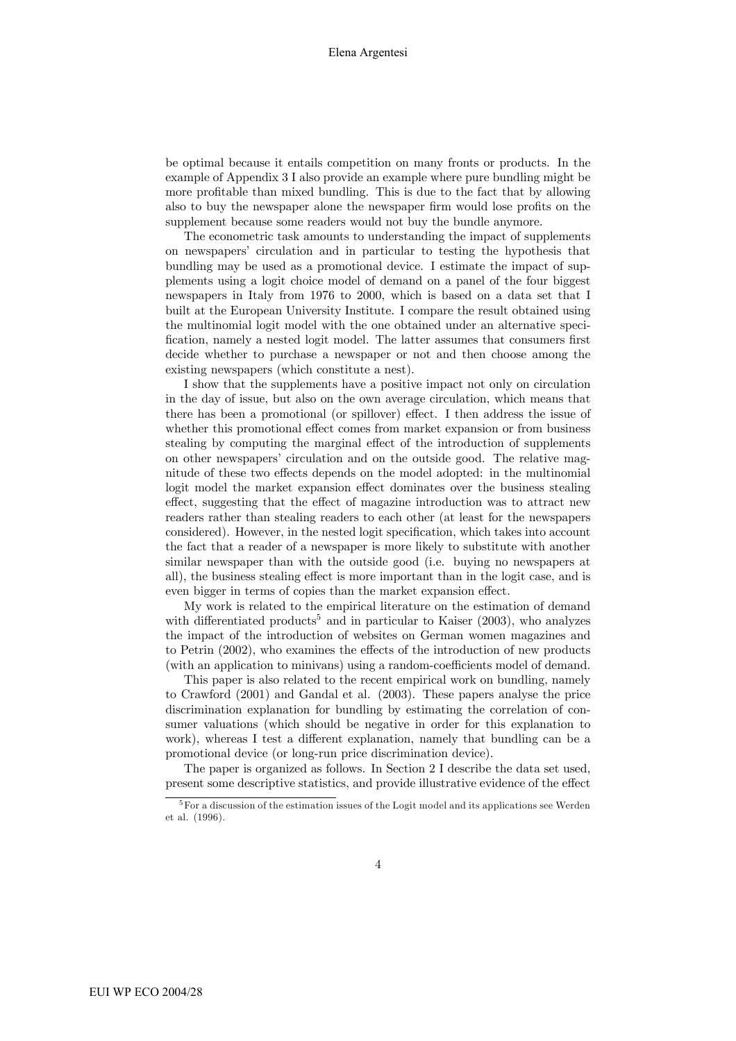be optimal because it entails competition on many fronts or products. In the example of Appendix 3 I also provide an example where pure bundling might be more profitable than mixed bundling. This is due to the fact that by allowing also to buy the newspaper alone the newspaper firm would lose profits on the supplement because some readers would not buy the bundle anymore.

The econometric task amounts to understanding the impact of supplements on newspapers' circulation and in particular to testing the hypothesis that bundling may be used as a promotional device. I estimate the impact of supplements using a logit choice model of demand on a panel of the four biggest newspapers in Italy from 1976 to 2000, which is based on a data set that I built at the European University Institute. I compare the result obtained using the multinomial logit model with the one obtained under an alternative specification, namely a nested logit model. The latter assumes that consumers first decide whether to purchase a newspaper or not and then choose among the existing newspapers (which constitute a nest).

I show that the supplements have a positive impact not only on circulation in the day of issue, but also on the own average circulation, which means that there has been a promotional (or spillover) effect. I then address the issue of whether this promotional effect comes from market expansion or from business stealing by computing the marginal effect of the introduction of supplements on other newspapers' circulation and on the outside good. The relative magnitude of these two effects depends on the model adopted: in the multinomial logit model the market expansion effect dominates over the business stealing effect, suggesting that the effect of magazine introduction was to attract new readers rather than stealing readers to each other (at least for the newspapers considered). However, in the nested logit specification, which takes into account the fact that a reader of a newspaper is more likely to substitute with another similar newspaper than with the outside good (i.e. buying no newspapers at all), the business stealing effect is more important than in the logit case, and is even bigger in terms of copies than the market expansion effect.

My work is related to the empirical literature on the estimation of demand with differentiated products[5] and in particular to Kaiser (2003), who analyzes the impact of the introduction of websites on German women magazines and to Petrin (2002), who examines the effects of the introduction of new products (with an application to minivans) using a random-coefficients model of demand.

This paper is also related to the recent empirical work on bundling, namely to Crawford (2001) and Gandal et al. (2003). These papers analyse the price discrimination explanation for bundling by estimating the correlation of consumer valuations (which should be negative in order for this explanation to work), whereas I test a different explanation, namely that bundling can be a promotional device (or long-run price discrimination device).

The paper is organized as follows. In Section 2 I describe the data set used, present some descriptive statistics, and provide illustrative evidence of the effect

[5] For a discussion of the estimation issues of the Logit model and its applications see Werden et al. (1996).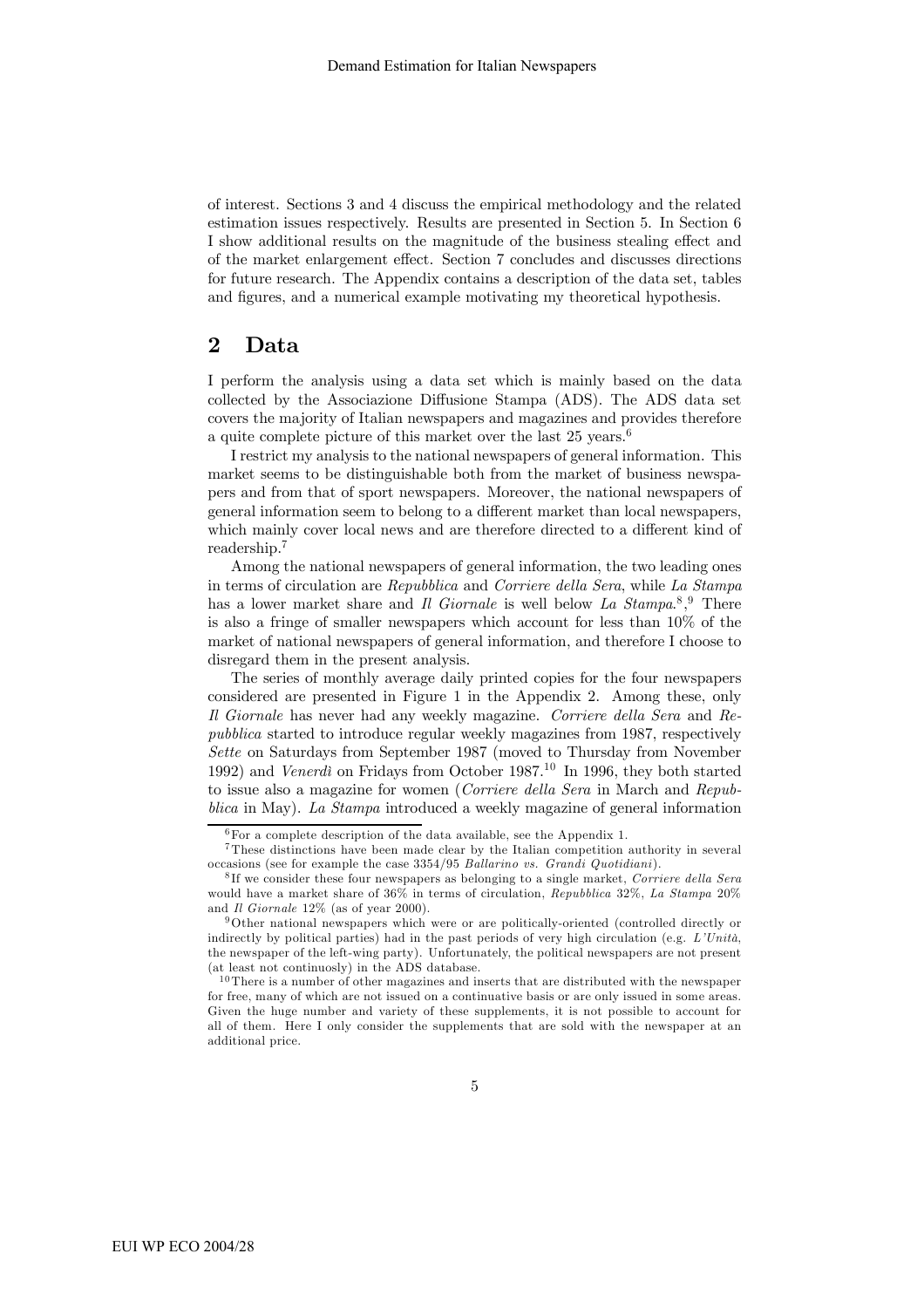of interest. Sections 3 and 4 discuss the empirical methodology and the related estimation issues respectively. Results are presented in Section 5. In Section 6 I show additional results on the magnitude of the business stealing effect and of the market enlargement effect. Section 7 concludes and discusses directions for future research. The Appendix contains a description of the data set, tables and figures, and a numerical example motivating my theoretical hypothesis.

## 2 Data

I perform the analysis using a data set which is mainly based on the data collected by the Associazione Diffusione Stampa (ADS). The ADS data set covers the majority of Italian newspapers and magazines and provides therefore a quite complete picture of this market over the last 25 years.[6]

I restrict my analysis to the national newspapers of general information. This market seems to be distinguishable both from the market of business newspapers and from that of sport newspapers. Moreover, the national newspapers of general information seem to belong to a different market than local newspapers, which mainly cover local news and are therefore directed to a different kind of readership.[7]

Among the national newspapers of general information, the two leading ones in terms of circulation are *Repubblica* and *Corriere della Sera*, while *La Stampa* has a lower market share and *Il Giornale* is well below *La Stampa*.[8],[9] There is also a fringe of smaller newspapers which account for less than 10% of the market of national newspapers of general information, and therefore I choose to disregard them in the present analysis.

The series of monthly average daily printed copies for the four newspapers considered are presented in Figure 1 in the Appendix 2. Among these, only *Il Giornale* has never had any weekly magazine. *Corriere della Sera* and *Repubblica* started to introduce regular weekly magazines from 1987, respectively *Sette* on Saturdays from September 1987 (moved to Thursday from November 1992) and *Venerdì* on Fridays from October 1987.[10] In 1996, they both started to issue also a magazine for women (*Corriere della Sera* in March and *Repubblica* in May). *La Stampa* introduced a weekly magazine of general information

[6] For a complete description of the data available, see the Appendix 1.

[7] These distinctions have been made clear by the Italian competition authority in several occasions (see for example the case 3354/95 *Ballarino vs. Grandi Quotidiani*).

[8] If we consider these four newspapers as belonging to a single market, *Corriere della Sera* would have a market share of 36% in terms of circulation, *Repubblica* 32%, *La Stampa* 20% and *Il Giornale* 12% (as of year 2000).

[9] Other national newspapers which were or are politically-oriented (controlled directly or indirectly by political parties) had in the past periods of very high circulation (e.g. *L'Unità*, the newspaper of the left-wing party). Unfortunately, the political newspapers are not present (at least not continuosly) in the ADS database.

[10] There is a number of other magazines and inserts that are distributed with the newspaper for free, many of which are not issued on a continuative basis or are only issued in some areas. Given the huge number and variety of these supplements, it is not possible to account for all of them. Here I only consider the supplements that are sold with the newspaper at an additional price.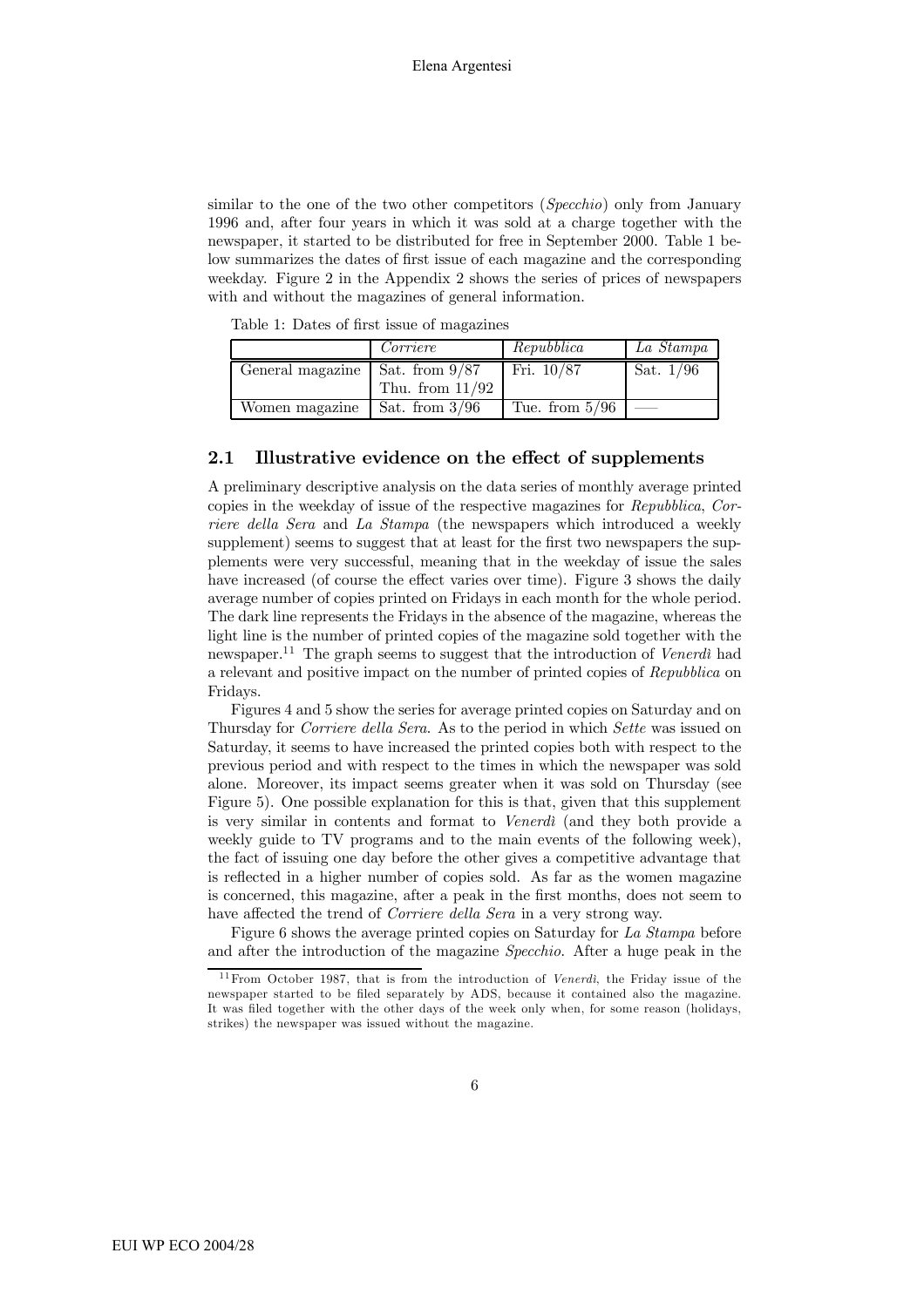similar to the one of the two other competitors (*Specchio*) only from January 1996 and, after four years in which it was sold at a charge together with the newspaper, it started to be distributed for free in September 2000. Table 1 below summarizes the dates of first issue of each magazine and the corresponding weekday. Figure 2 in the Appendix 2 shows the series of prices of newspapers with and without the magazines of general information.

Table 1: Dates of first issue of magazines

| | *Corriere* | *Repubblica* | *La Stampa* |
|---|---|---|---|
| General magazine | Sat. from 9/87 Thu. from 11/92 | Fri. 10/87 | Sat. 1/96 |
| Women magazine | Sat. from 3/96 | Tue. from 5/96 | — |

## 2.1 Illustrative evidence on the effect of supplements

A preliminary descriptive analysis on the data series of monthly average printed copies in the weekday of issue of the respective magazines for *Repubblica*, *Corriere della Sera* and *La Stampa* (the newspapers which introduced a weekly supplement) seems to suggest that at least for the first two newspapers the supplements were very successful, meaning that in the weekday of issue the sales have increased (of course the effect varies over time). Figure 3 shows the daily average number of copies printed on Fridays in each month for the whole period. The dark line represents the Fridays in the absence of the magazine, whereas the light line is the number of printed copies of the magazine sold together with the newspaper.[11] The graph seems to suggest that the introduction of *Venerdì* had a relevant and positive impact on the number of printed copies of *Repubblica* on Fridays.

Figures 4 and 5 show the series for average printed copies on Saturday and on Thursday for *Corriere della Sera*. As to the period in which *Sette* was issued on Saturday, it seems to have increased the printed copies both with respect to the previous period and with respect to the times in which the newspaper was sold alone. Moreover, its impact seems greater when it was sold on Thursday (see Figure 5). One possible explanation for this is that, given that this supplement is very similar in contents and format to *Venerdì* (and they both provide a weekly guide to TV programs and to the main events of the following week), the fact of issuing one day before the other gives a competitive advantage that is reflected in a higher number of copies sold. As far as the women magazine is concerned, this magazine, after a peak in the first months, does not seem to have affected the trend of *Corriere della Sera* in a very strong way.

Figure 6 shows the average printed copies on Saturday for *La Stampa* before and after the introduction of the magazine *Specchio*. After a huge peak in the

[11] From October 1987, that is from the introduction of *Venerdì*, the Friday issue of the newspaper started to be filed separately by ADS, because it contained also the magazine. It was filed together with the other days of the week only when, for some reason (holidays, strikes) the newspaper was issued without the magazine.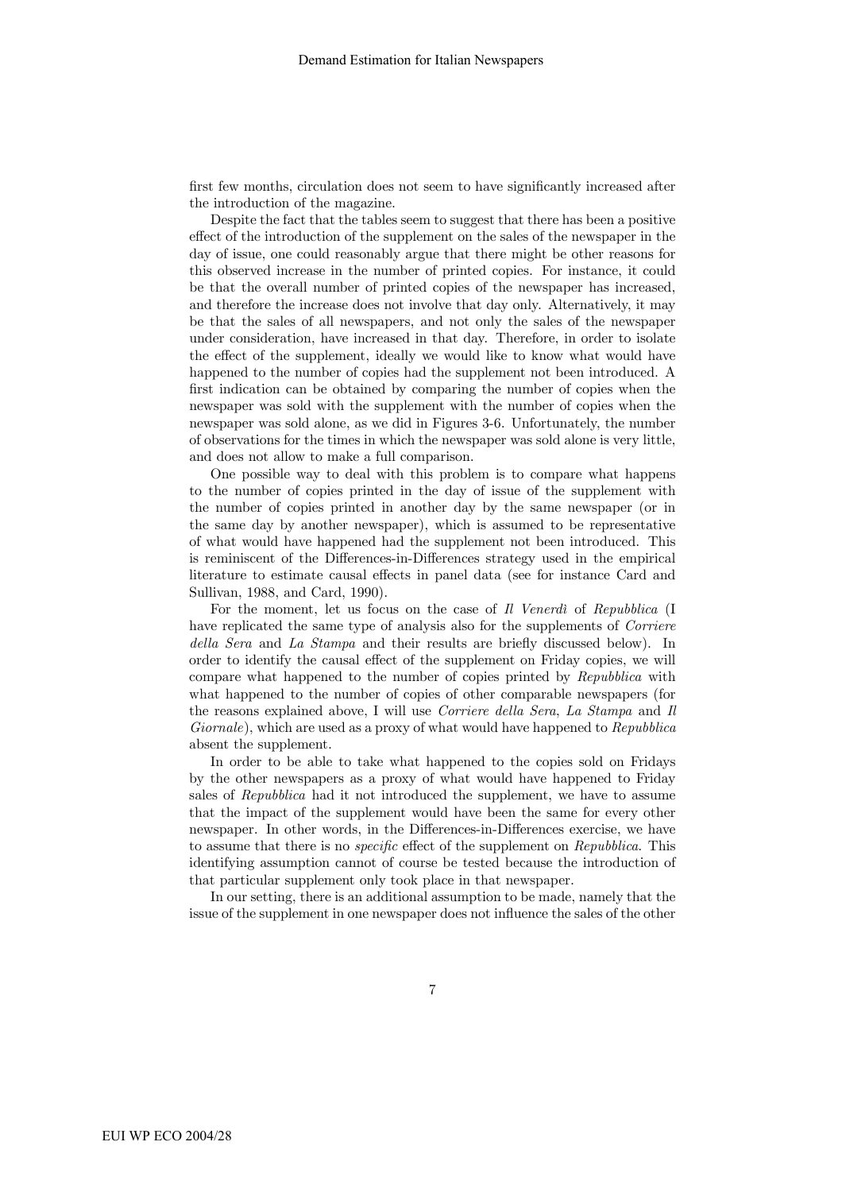first few months, circulation does not seem to have significantly increased after the introduction of the magazine.

Despite the fact that the tables seem to suggest that there has been a positive effect of the introduction of the supplement on the sales of the newspaper in the day of issue, one could reasonably argue that there might be other reasons for this observed increase in the number of printed copies. For instance, it could be that the overall number of printed copies of the newspaper has increased, and therefore the increase does not involve that day only. Alternatively, it may be that the sales of all newspapers, and not only the sales of the newspaper under consideration, have increased in that day. Therefore, in order to isolate the effect of the supplement, ideally we would like to know what would have happened to the number of copies had the supplement not been introduced. A first indication can be obtained by comparing the number of copies when the newspaper was sold with the supplement with the number of copies when the newspaper was sold alone, as we did in Figures 3-6. Unfortunately, the number of observations for the times in which the newspaper was sold alone is very little, and does not allow to make a full comparison.

One possible way to deal with this problem is to compare what happens to the number of copies printed in the day of issue of the supplement with the number of copies printed in another day by the same newspaper (or in the same day by another newspaper), which is assumed to be representative of what would have happened had the supplement not been introduced. This is reminiscent of the Differences-in-Differences strategy used in the empirical literature to estimate causal effects in panel data (see for instance Card and Sullivan, 1988, and Card, 1990).

For the moment, let us focus on the case of *Il Venerdì* of *Repubblica* (I have replicated the same type of analysis also for the supplements of *Corriere della Sera* and *La Stampa* and their results are briefly discussed below). In order to identify the causal effect of the supplement on Friday copies, we will compare what happened to the number of copies printed by *Repubblica* with what happened to the number of copies of other comparable newspapers (for the reasons explained above, I will use *Corriere della Sera*, *La Stampa* and *Il Giornale*), which are used as a proxy of what would have happened to *Repubblica* absent the supplement.

In order to be able to take what happened to the copies sold on Fridays by the other newspapers as a proxy of what would have happened to Friday sales of *Repubblica* had it not introduced the supplement, we have to assume that the impact of the supplement would have been the same for every other newspaper. In other words, in the Differences-in-Differences exercise, we have to assume that there is no *specific* effect of the supplement on *Repubblica*. This identifying assumption cannot of course be tested because the introduction of that particular supplement only took place in that newspaper.

In our setting, there is an additional assumption to be made, namely that the issue of the supplement in one newspaper does not influence the sales of the other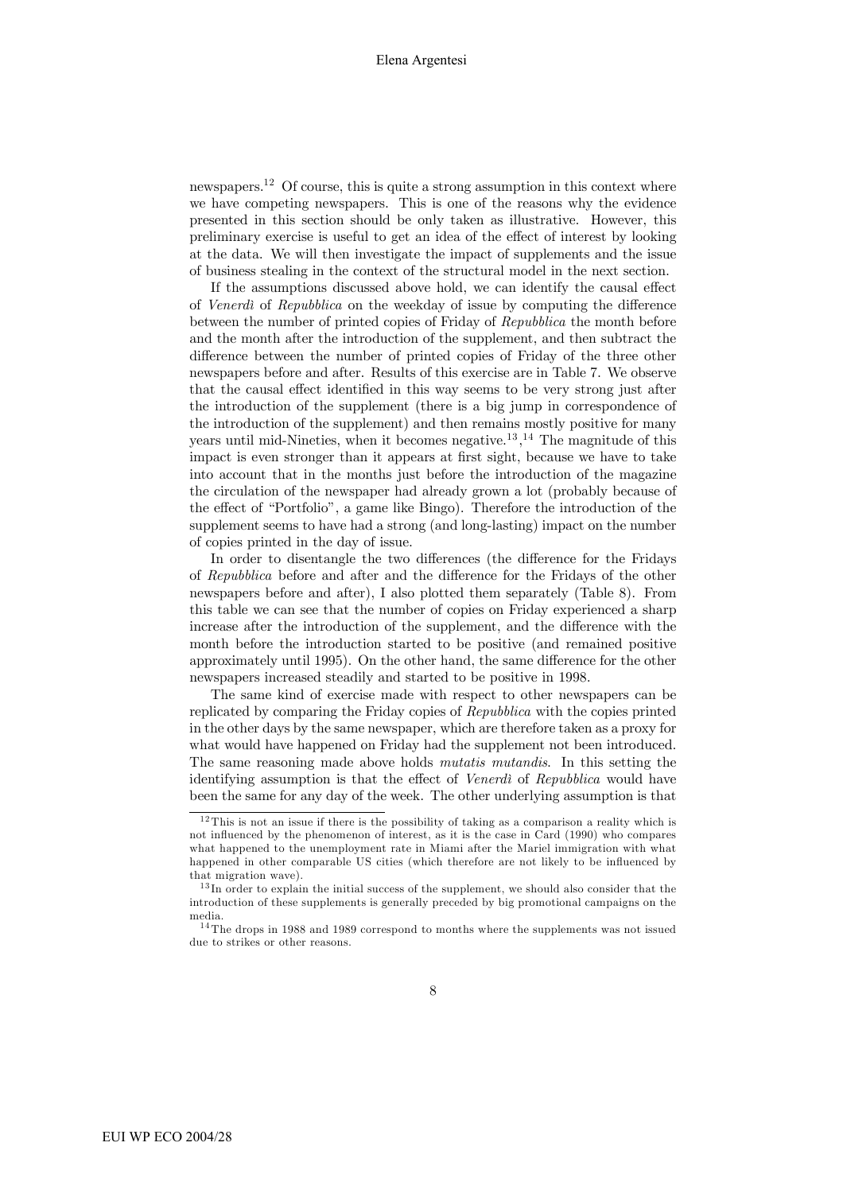newspapers.[12] Of course, this is quite a strong assumption in this context where we have competing newspapers. This is one of the reasons why the evidence presented in this section should be only taken as illustrative. However, this preliminary exercise is useful to get an idea of the effect of interest by looking at the data. We will then investigate the impact of supplements and the issue of business stealing in the context of the structural model in the next section.

If the assumptions discussed above hold, we can identify the causal effect of *Venerdì* of *Repubblica* on the weekday of issue by computing the difference between the number of printed copies of Friday of *Repubblica* the month before and the month after the introduction of the supplement, and then subtract the difference between the number of printed copies of Friday of the three other newspapers before and after. Results of this exercise are in Table 7. We observe that the causal effect identified in this way seems to be very strong just after the introduction of the supplement (there is a big jump in correspondence of the introduction of the supplement) and then remains mostly positive for many years until mid-Nineties, when it becomes negative.[13],[14] The magnitude of this impact is even stronger than it appears at first sight, because we have to take into account that in the months just before the introduction of the magazine the circulation of the newspaper had already grown a lot (probably because of the effect of "Portfolio", a game like Bingo). Therefore the introduction of the supplement seems to have had a strong (and long-lasting) impact on the number of copies printed in the day of issue.

In order to disentangle the two differences (the difference for the Fridays of *Repubblica* before and after and the difference for the Fridays of the other newspapers before and after), I also plotted them separately (Table 8). From this table we can see that the number of copies on Friday experienced a sharp increase after the introduction of the supplement, and the difference with the month before the introduction started to be positive (and remained positive approximately until 1995). On the other hand, the same difference for the other newspapers increased steadily and started to be positive in 1998.

The same kind of exercise made with respect to other newspapers can be replicated by comparing the Friday copies of *Repubblica* with the copies printed in the other days by the same newspaper, which are therefore taken as a proxy for what would have happened on Friday had the supplement not been introduced. The same reasoning made above holds *mutatis mutandis*. In this setting the identifying assumption is that the effect of *Venerdì* of *Repubblica* would have been the same for any day of the week. The other underlying assumption is that

---

[12] This is not an issue if there is the possibility of taking as a comparison a reality which is not influenced by the phenomenon of interest, as it is the case in Card (1990) who compares what happened to the unemployment rate in Miami after the Mariel immigration with what happened in other comparable US cities (which therefore are not likely to be influenced by that migration wave).

[13] In order to explain the initial success of the supplement, we should also consider that the introduction of these supplements is generally preceded by big promotional campaigns on the media.

[14] The drops in 1988 and 1989 correspond to months where the supplements was not issued due to strikes or other reasons.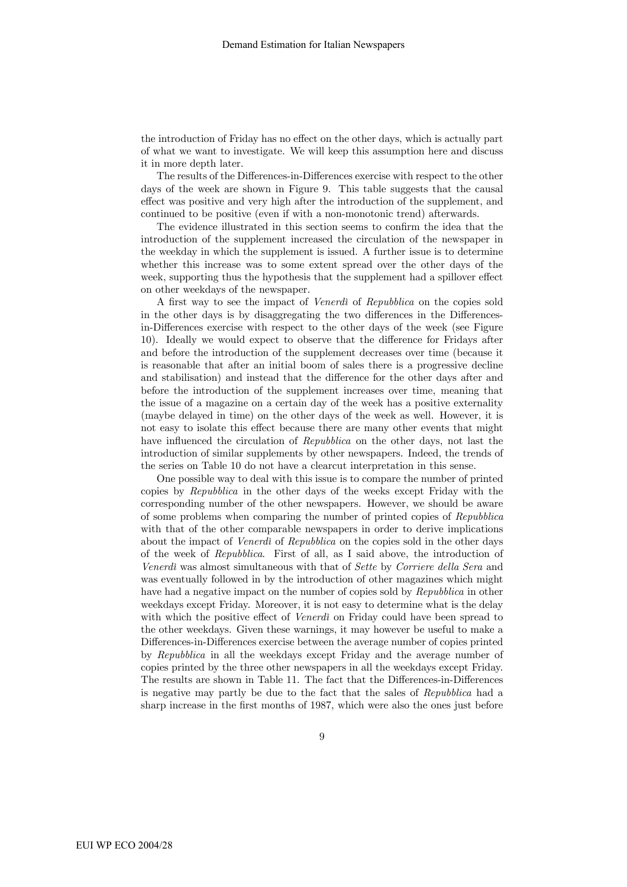the introduction of Friday has no effect on the other days, which is actually part of what we want to investigate. We will keep this assumption here and discuss it in more depth later.

The results of the Differences-in-Differences exercise with respect to the other days of the week are shown in Figure 9. This table suggests that the causal effect was positive and very high after the introduction of the supplement, and continued to be positive (even if with a non-monotonic trend) afterwards.

The evidence illustrated in this section seems to confirm the idea that the introduction of the supplement increased the circulation of the newspaper in the weekday in which the supplement is issued. A further issue is to determine whether this increase was to some extent spread over the other days of the week, supporting thus the hypothesis that the supplement had a spillover effect on other weekdays of the newspaper.

A first way to see the impact of *Venerdì* of *Repubblica* on the copies sold in the other days is by disaggregating the two differences in the Differences-in-Differences exercise with respect to the other days of the week (see Figure 10). Ideally we would expect to observe that the difference for Fridays after and before the introduction of the supplement decreases over time (because it is reasonable that after an initial boom of sales there is a progressive decline and stabilisation) and instead that the difference for the other days after and before the introduction of the supplement increases over time, meaning that the issue of a magazine on a certain day of the week has a positive externality (maybe delayed in time) on the other days of the week as well. However, it is not easy to isolate this effect because there are many other events that might have influenced the circulation of *Repubblica* on the other days, not last the introduction of similar supplements by other newspapers. Indeed, the trends of the series on Table 10 do not have a clearcut interpretation in this sense.

One possible way to deal with this issue is to compare the number of printed copies by *Repubblica* in the other days of the weeks except Friday with the corresponding number of the other newspapers. However, we should be aware of some problems when comparing the number of printed copies of *Repubblica* with that of the other comparable newspapers in order to derive implications about the impact of *Venerdì* of *Repubblica* on the copies sold in the other days of the week of *Repubblica*. First of all, as I said above, the introduction of *Venerdì* was almost simultaneous with that of *Sette* by *Corriere della Sera* and was eventually followed in by the introduction of other magazines which might have had a negative impact on the number of copies sold by *Repubblica* in other weekdays except Friday. Moreover, it is not easy to determine what is the delay with which the positive effect of *Venerdì* on Friday could have been spread to the other weekdays. Given these warnings, it may however be useful to make a Differences-in-Differences exercise between the average number of copies printed by *Repubblica* in all the weekdays except Friday and the average number of copies printed by the three other newspapers in all the weekdays except Friday. The results are shown in Table 11. The fact that the Differences-in-Differences is negative may partly be due to the fact that the sales of *Repubblica* had a sharp increase in the first months of 1987, which were also the ones just before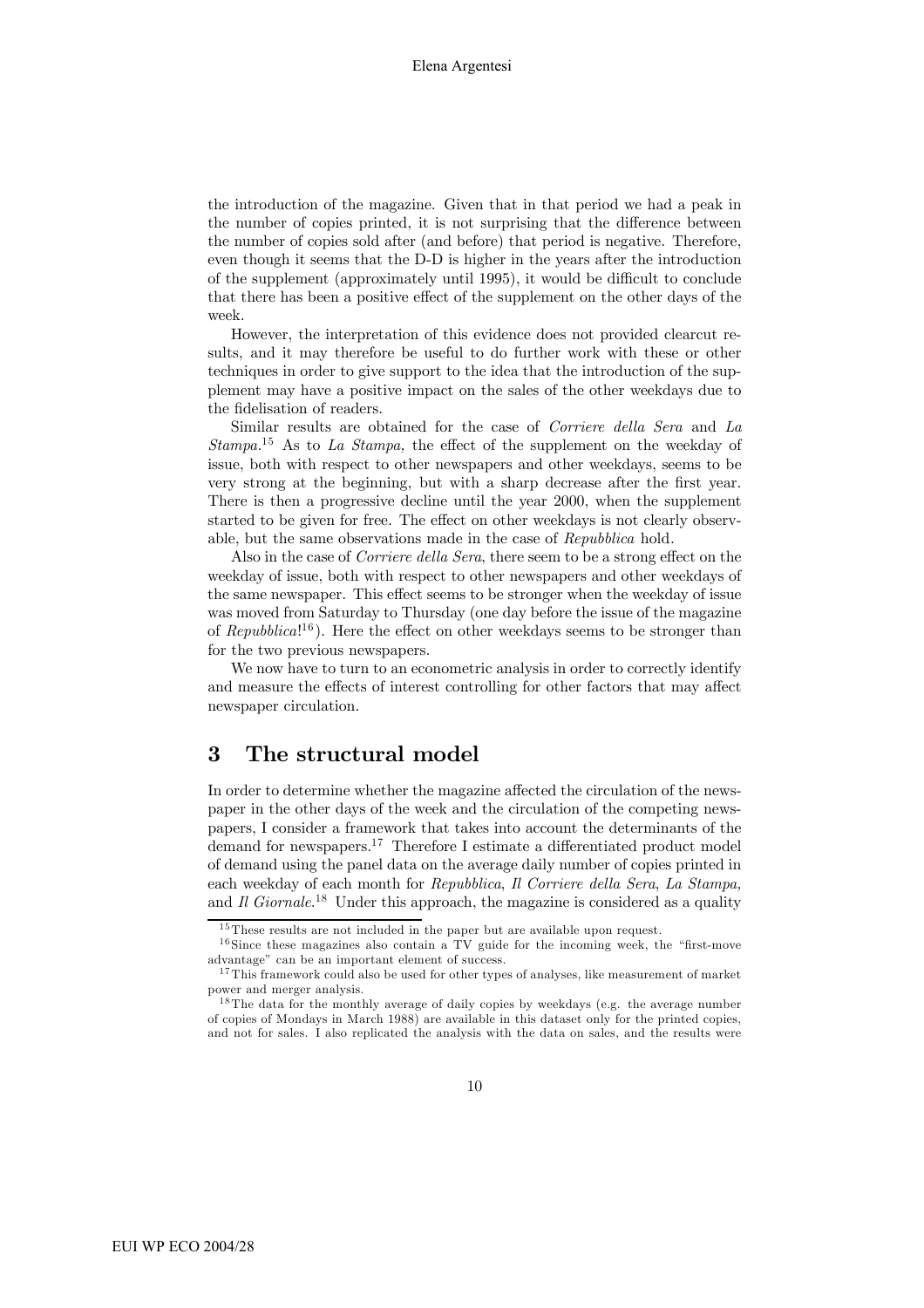the introduction of the magazine. Given that in that period we had a peak in the number of copies printed, it is not surprising that the difference between the number of copies sold after (and before) that period is negative. Therefore, even though it seems that the D-D is higher in the years after the introduction of the supplement (approximately until 1995), it would be difficult to conclude that there has been a positive effect of the supplement on the other days of the week.

However, the interpretation of this evidence does not provided clearcut results, and it may therefore be useful to do further work with these or other techniques in order to give support to the idea that the introduction of the supplement may have a positive impact on the sales of the other weekdays due to the fidelisation of readers.

Similar results are obtained for the case of *Corriere della Sera* and *La Stampa*.[15] As to *La Stampa*, the effect of the supplement on the weekday of issue, both with respect to other newspapers and other weekdays, seems to be very strong at the beginning, but with a sharp decrease after the first year. There is then a progressive decline until the year 2000, when the supplement started to be given for free. The effect on other weekdays is not clearly observable, but the same observations made in the case of *Repubblica* hold.

Also in the case of *Corriere della Sera*, there seem to be a strong effect on the weekday of issue, both with respect to other newspapers and other weekdays of the same newspaper. This effect seems to be stronger when the weekday of issue was moved from Saturday to Thursday (one day before the issue of the magazine of *Repubblica*![16]). Here the effect on other weekdays seems to be stronger than for the two previous newspapers.

We now have to turn to an econometric analysis in order to correctly identify and measure the effects of interest controlling for other factors that may affect newspaper circulation.

## 3 The structural model

In order to determine whether the magazine affected the circulation of the newspaper in the other days of the week and the circulation of the competing newspapers, I consider a framework that takes into account the determinants of the demand for newspapers.[17] Therefore I estimate a differentiated product model of demand using the panel data on the average daily number of copies printed in each weekday of each month for *Repubblica*, *Il Corriere della Sera*, *La Stampa*, and *Il Giornale*.[18] Under this approach, the magazine is considered as a quality

[15] These results are not included in the paper but are available upon request.

[16] Since these magazines also contain a TV guide for the incoming week, the "first-move advantage" can be an important element of success.

[17] This framework could also be used for other types of analyses, like measurement of market power and merger analysis.

[18] The data for the monthly average of daily copies by weekdays (e.g. the average number of copies of Mondays in March 1988) are available in this dataset only for the printed copies, and not for sales. I also replicated the analysis with the data on sales, and the results were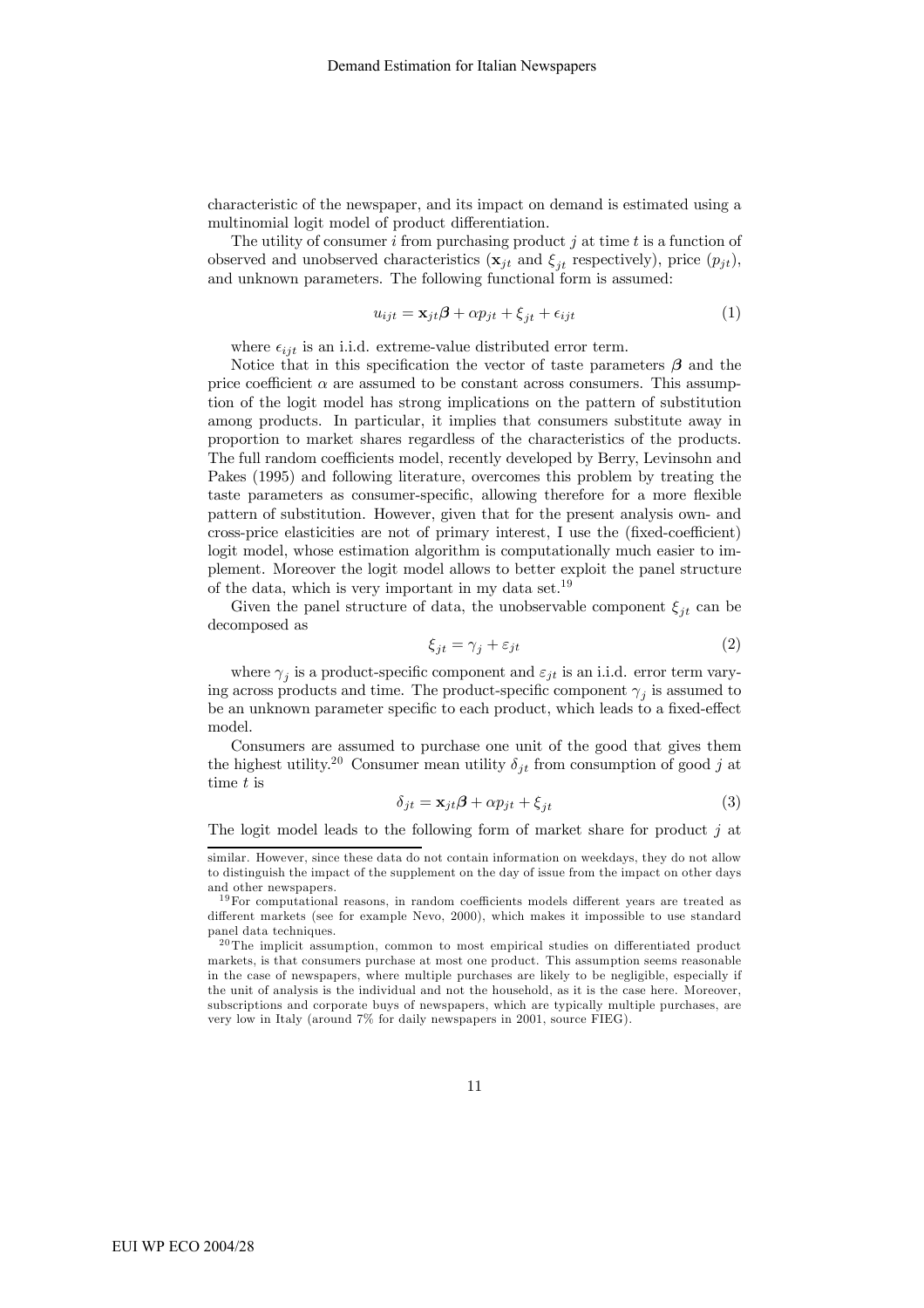characteristic of the newspaper, and its impact on demand is estimated using a multinomial logit model of product differentiation.

The utility of consumer $i$ from purchasing product $j$ at time $t$ is a function of observed and unobserved characteristics ($\mathbf{x}_{jt}$ and $\xi_{jt}$ respectively), price ($p_{jt}$), and unknown parameters. The following functional form is assumed:

$$u_{ijt} = \mathbf{x}_{jt}\boldsymbol{\beta} + \alpha p_{jt} + \xi_{jt} + \epsilon_{ijt} \tag{1}$$

where $\epsilon_{ijt}$ is an i.i.d. extreme-value distributed error term.

Notice that in this specification the vector of taste parameters $\boldsymbol{\beta}$ and the price coefficient $\alpha$ are assumed to be constant across consumers. This assumption of the logit model has strong implications on the pattern of substitution among products. In particular, it implies that consumers substitute away in proportion to market shares regardless of the characteristics of the products. The full random coefficients model, recently developed by Berry, Levinsohn and Pakes (1995) and following literature, overcomes this problem by treating the taste parameters as consumer-specific, allowing therefore for a more flexible pattern of substitution. However, given that for the present analysis own- and cross-price elasticities are not of primary interest, I use the (fixed-coefficient) logit model, whose estimation algorithm is computationally much easier to implement. Moreover the logit model allows to better exploit the panel structure of the data, which is very important in my data set.[19]

Given the panel structure of data, the unobservable component $\xi_{jt}$ can be decomposed as

$$\xi_{jt} = \gamma_j + \varepsilon_{jt} \tag{2}$$

where $\gamma_j$ is a product-specific component and $\varepsilon_{jt}$ is an i.i.d. error term varying across products and time. The product-specific component $\gamma_j$ is assumed to be an unknown parameter specific to each product, which leads to a fixed-effect model.

Consumers are assumed to purchase one unit of the good that gives them the highest utility.[20] Consumer mean utility $\delta_{jt}$ from consumption of good $j$ at time $t$ is

$$\delta_{jt} = \mathbf{x}_{jt}\boldsymbol{\beta} + \alpha p_{jt} + \xi_{jt} \tag{3}$$

The logit model leads to the following form of market share for product $j$ at

---

similar. However, since these data do not contain information on weekdays, they do not allow to distinguish the impact of the supplement on the day of issue from the impact on other days and other newspapers.

[19] For computational reasons, in random coefficients models different years are treated as different markets (see for example Nevo, 2000), which makes it impossible to use standard panel data techniques.

[20] The implicit assumption, common to most empirical studies on differentiated product markets, is that consumers purchase at most one product. This assumption seems reasonable in the case of newspapers, where multiple purchases are likely to be negligible, especially if the unit of analysis is the individual and not the household, as it is the case here. Moreover, subscriptions and corporate buys of newspapers, which are typically multiple purchases, are very low in Italy (around 7% for daily newspapers in 2001, source FIEG).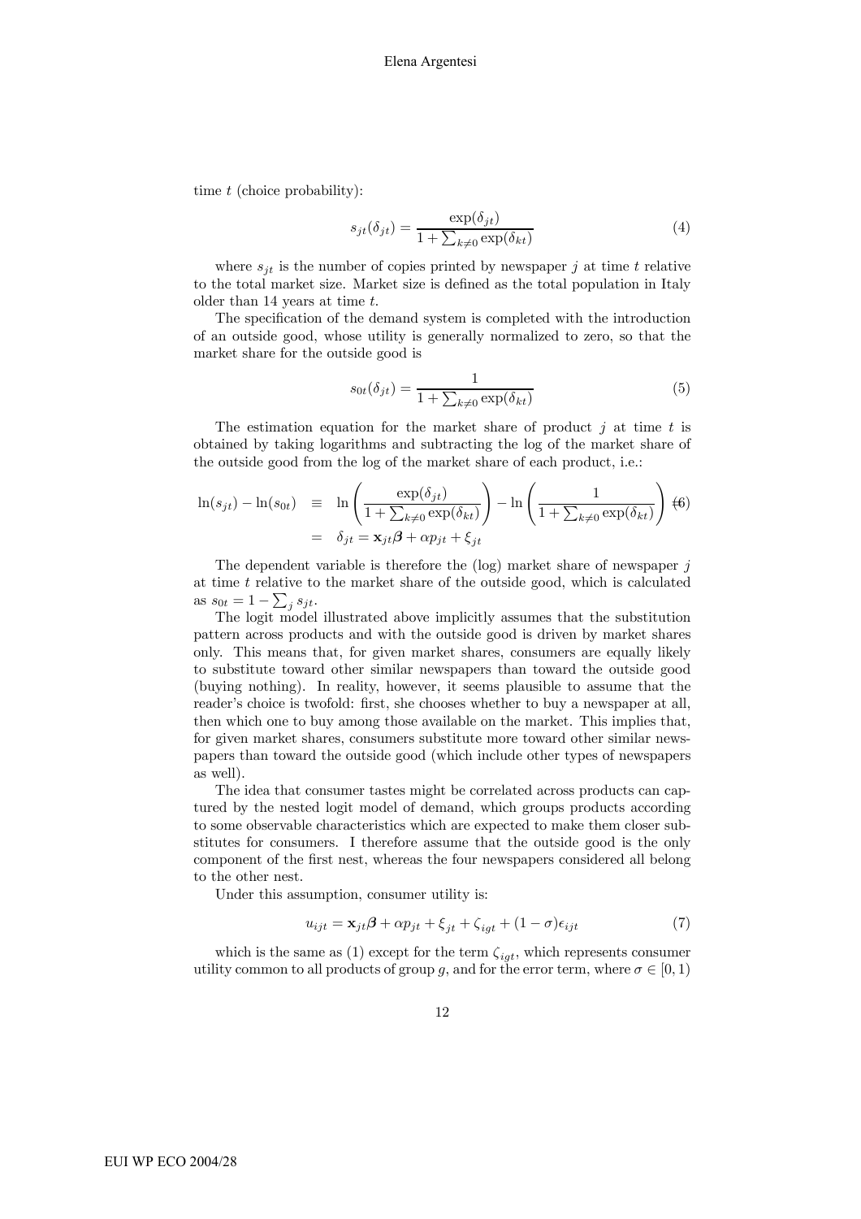time $t$ (choice probability):

$$s_{jt}(\delta_{jt}) = \frac{\exp(\delta_{jt})}{1 + \sum_{k \neq 0} \exp(\delta_{kt})} \tag{4}$$

where $s_{jt}$ is the number of copies printed by newspaper $j$ at time $t$ relative to the total market size. Market size is defined as the total population in Italy older than 14 years at time $t$.

The specification of the demand system is completed with the introduction of an outside good, whose utility is generally normalized to zero, so that the market share for the outside good is

$$s_{0t}(\delta_{jt}) = \frac{1}{1 + \sum_{k \neq 0} \exp(\delta_{kt})} \tag{5}$$

The estimation equation for the market share of product $j$ at time $t$ is obtained by taking logarithms and subtracting the log of the market share of the outside good from the log of the market share of each product, i.e.:

$$\begin{aligned} \ln(s_{jt}) - \ln(s_{0t}) &\equiv \ln\left(\frac{\exp(\delta_{jt})}{1 + \sum_{k \neq 0} \exp(\delta_{kt})}\right) - \ln\left(\frac{1}{1 + \sum_{k \neq 0} \exp(\delta_{kt})}\right) \quad (6) \\ &= \delta_{jt} = \mathbf{x}_{jt}\boldsymbol{\beta} + \alpha p_{jt} + \xi_{jt} \end{aligned}$$

The dependent variable is therefore the (log) market share of newspaper $j$ at time $t$ relative to the market share of the outside good, which is calculated as $s_{0t} = 1 - \sum_j s_{jt}$.

The logit model illustrated above implicitly assumes that the substitution pattern across products and with the outside good is driven by market shares only. This means that, for given market shares, consumers are equally likely to substitute toward other similar newspapers than toward the outside good (buying nothing). In reality, however, it seems plausible to assume that the reader's choice is twofold: first, she chooses whether to buy a newspaper at all, then which one to buy among those available on the market. This implies that, for given market shares, consumers substitute more toward other similar newspapers than toward the outside good (which include other types of newspapers as well).

The idea that consumer tastes might be correlated across products can captured by the nested logit model of demand, which groups products according to some observable characteristics which are expected to make them closer substitutes for consumers. I therefore assume that the outside good is the only component of the first nest, whereas the four newspapers considered all belong to the other nest.

Under this assumption, consumer utility is:

$$u_{ijt} = \mathbf{x}_{jt}\boldsymbol{\beta} + \alpha p_{jt} + \xi_{jt} + \zeta_{igt} + (1 - \sigma)\epsilon_{ijt} \tag{7}$$

which is the same as (1) except for the term $\zeta_{igt}$, which represents consumer utility common to all products of group $g$, and for the error term, where $\sigma \in [0, 1)$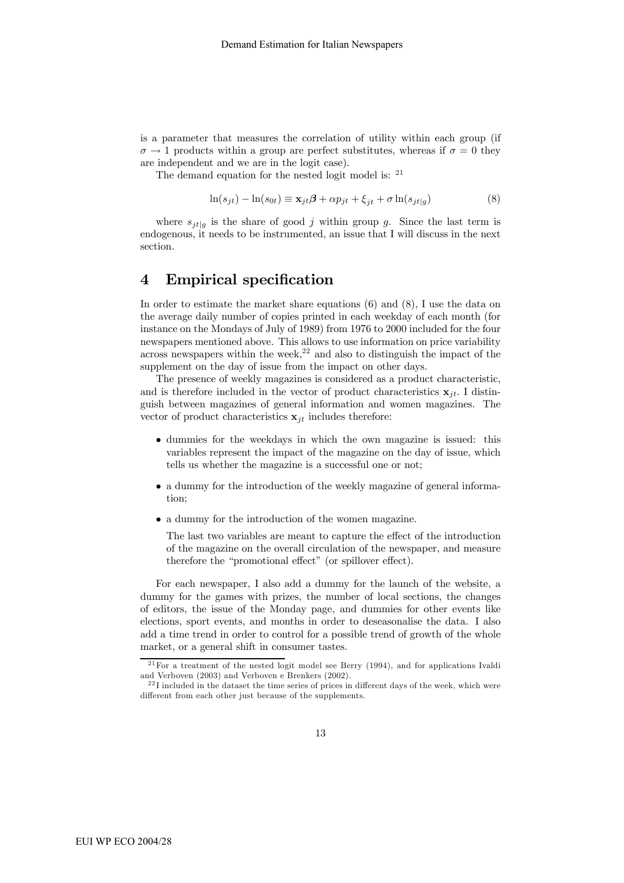is a parameter that measures the correlation of utility within each group (if $\sigma \to 1$ products within a group are perfect substitutes, whereas if $\sigma = 0$ they are independent and we are in the logit case).

The demand equation for the nested logit model is: [21]

$$\ln(s_{jt}) - \ln(s_{0t}) \equiv \mathbf{x}_{jt}\boldsymbol{\beta} + \alpha p_{jt} + \xi_{jt} + \sigma \ln(s_{jt|g}) \tag{8}$$

where $s_{jt|g}$ is the share of good $j$ within group $g$. Since the last term is endogenous, it needs to be instrumented, an issue that I will discuss in the next section.

## 4 Empirical specification

In order to estimate the market share equations (6) and (8), I use the data on the average daily number of copies printed in each weekday of each month (for instance on the Mondays of July of 1989) from 1976 to 2000 included for the four newspapers mentioned above. This allows to use information on price variability across newspapers within the week,[22] and also to distinguish the impact of the supplement on the day of issue from the impact on other days.

The presence of weekly magazines is considered as a product characteristic, and is therefore included in the vector of product characteristics $\mathbf{x}_{jt}$. I distinguish between magazines of general information and women magazines. The vector of product characteristics $\mathbf{x}_{jt}$ includes therefore:

- dummies for the weekdays in which the own magazine is issued: this variables represent the impact of the magazine on the day of issue, which tells us whether the magazine is a successful one or not;
- a dummy for the introduction of the weekly magazine of general information;
- a dummy for the introduction of the women magazine.

  The last two variables are meant to capture the effect of the introduction of the magazine on the overall circulation of the newspaper, and measure therefore the "promotional effect" (or spillover effect).

For each newspaper, I also add a dummy for the launch of the website, a dummy for the games with prizes, the number of local sections, the changes of editors, the issue of the Monday page, and dummies for other events like elections, sport events, and months in order to deseasonalise the data. I also add a time trend in order to control for a possible trend of growth of the whole market, or a general shift in consumer tastes.

[21] For a treatment of the nested logit model see Berry (1994), and for applications Ivaldi and Verboven (2003) and Verboven e Brenkers (2002).

[22] I included in the dataset the time series of prices in different days of the week, which were different from each other just because of the supplements.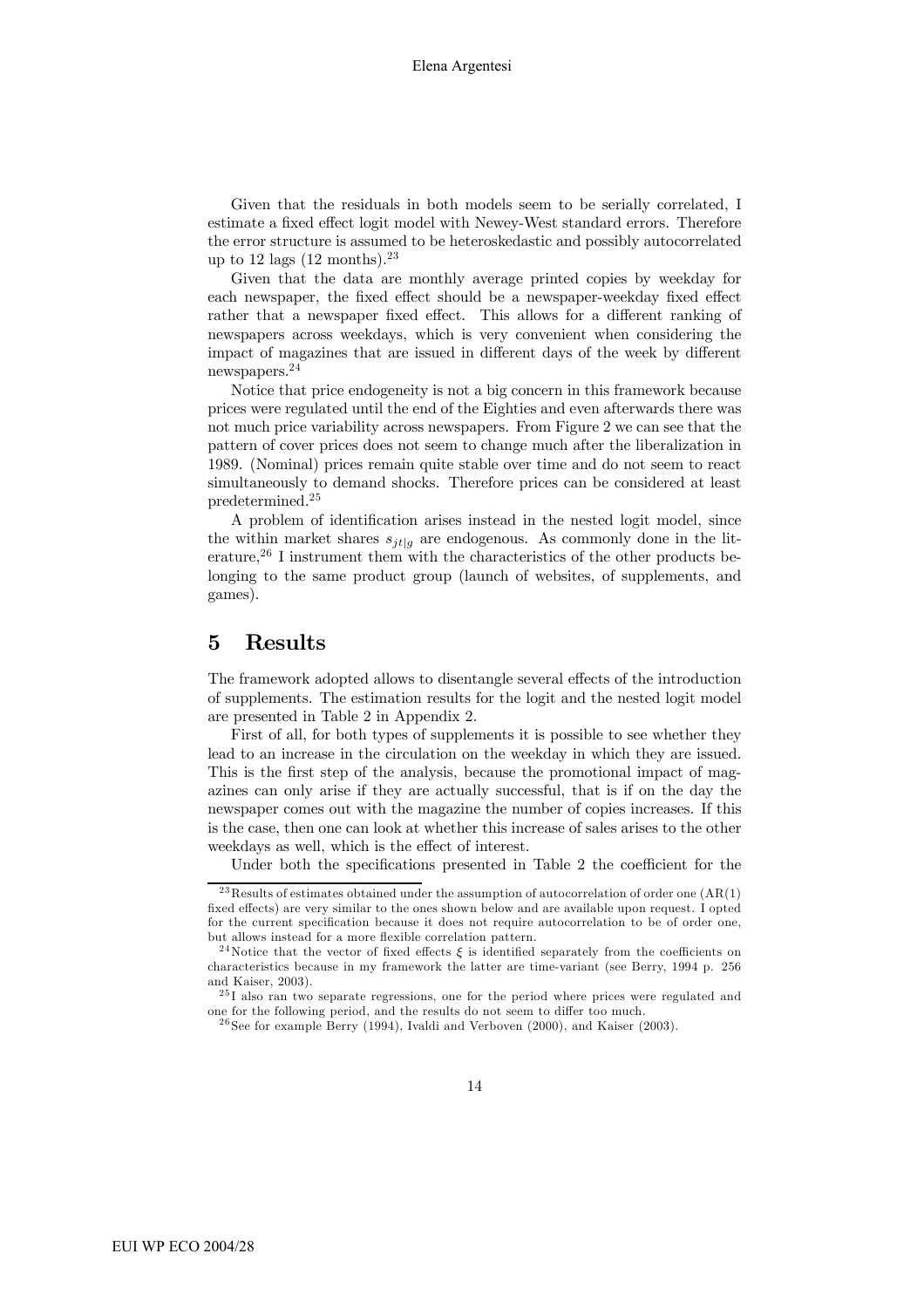Given that the residuals in both models seem to be serially correlated, I estimate a fixed effect logit model with Newey-West standard errors. Therefore the error structure is assumed to be heteroskedastic and possibly autocorrelated up to 12 lags (12 months).[23]

Given that the data are monthly average printed copies by weekday for each newspaper, the fixed effect should be a newspaper-weekday fixed effect rather that a newspaper fixed effect. This allows for a different ranking of newspapers across weekdays, which is very convenient when considering the impact of magazines that are issued in different days of the week by different newspapers.[24]

Notice that price endogeneity is not a big concern in this framework because prices were regulated until the end of the Eighties and even afterwards there was not much price variability across newspapers. From Figure 2 we can see that the pattern of cover prices does not seem to change much after the liberalization in 1989. (Nominal) prices remain quite stable over time and do not seem to react simultaneously to demand shocks. Therefore prices can be considered at least predetermined.[25]

A problem of identification arises instead in the nested logit model, since the within market shares $s_{jt|g}$ are endogenous. As commonly done in the literature,[26] I instrument them with the characteristics of the other products belonging to the same product group (launch of websites, of supplements, and games).

# 5 Results

The framework adopted allows to disentangle several effects of the introduction of supplements. The estimation results for the logit and the nested logit model are presented in Table 2 in Appendix 2.

First of all, for both types of supplements it is possible to see whether they lead to an increase in the circulation on the weekday in which they are issued. This is the first step of the analysis, because the promotional impact of magazines can only arise if they are actually successful, that is if on the day the newspaper comes out with the magazine the number of copies increases. If this is the case, then one can look at whether this increase of sales arises to the other weekdays as well, which is the effect of interest.

Under both the specifications presented in Table 2 the coefficient for the

[23] Results of estimates obtained under the assumption of autocorrelation of order one (AR(1) fixed effects) are very similar to the ones shown below and are available upon request. I opted for the current specification because it does not require autocorrelation to be of order one, but allows instead for a more flexible correlation pattern.

[24] Notice that the vector of fixed effects $\xi$ is identified separately from the coefficients on characteristics because in my framework the latter are time-variant (see Berry, 1994 p. 256 and Kaiser, 2003).

[25] I also ran two separate regressions, one for the period where prices were regulated and one for the following period, and the results do not seem to differ too much.

[26] See for example Berry (1994), Ivaldi and Verboven (2000), and Kaiser (2003).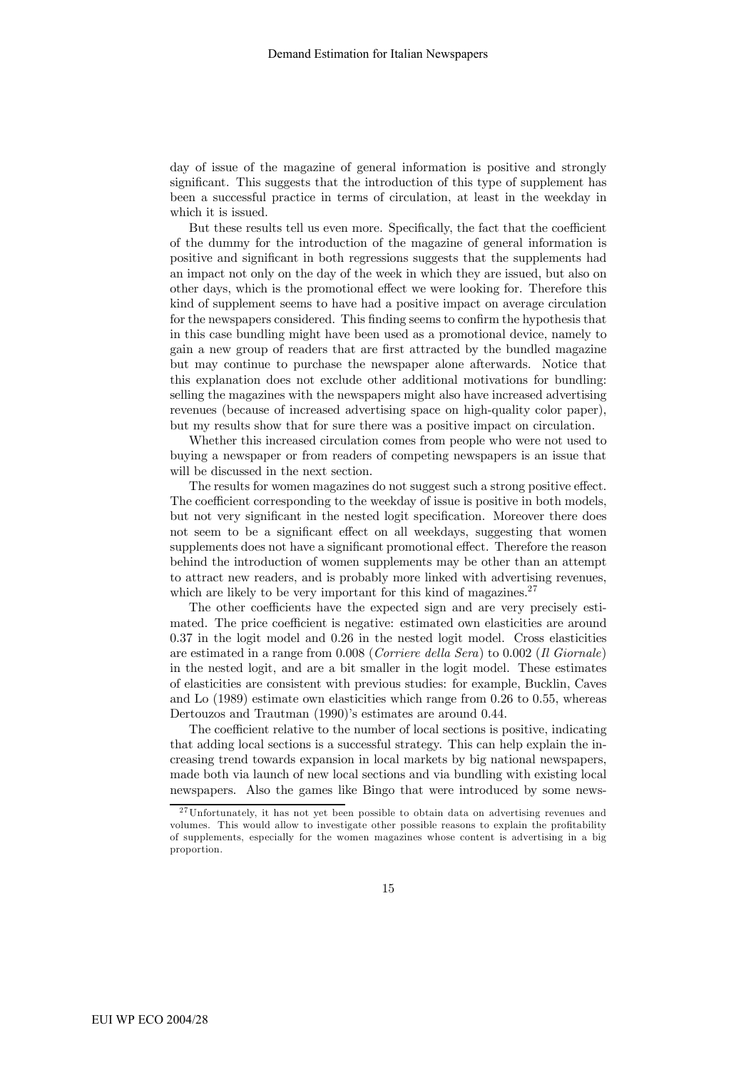day of issue of the magazine of general information is positive and strongly significant. This suggests that the introduction of this type of supplement has been a successful practice in terms of circulation, at least in the weekday in which it is issued.

But these results tell us even more. Specifically, the fact that the coefficient of the dummy for the introduction of the magazine of general information is positive and significant in both regressions suggests that the supplements had an impact not only on the day of the week in which they are issued, but also on other days, which is the promotional effect we were looking for. Therefore this kind of supplement seems to have had a positive impact on average circulation for the newspapers considered. This finding seems to confirm the hypothesis that in this case bundling might have been used as a promotional device, namely to gain a new group of readers that are first attracted by the bundled magazine but may continue to purchase the newspaper alone afterwards. Notice that this explanation does not exclude other additional motivations for bundling: selling the magazines with the newspapers might also have increased advertising revenues (because of increased advertising space on high-quality color paper), but my results show that for sure there was a positive impact on circulation.

Whether this increased circulation comes from people who were not used to buying a newspaper or from readers of competing newspapers is an issue that will be discussed in the next section.

The results for women magazines do not suggest such a strong positive effect. The coefficient corresponding to the weekday of issue is positive in both models, but not very significant in the nested logit specification. Moreover there does not seem to be a significant effect on all weekdays, suggesting that women supplements does not have a significant promotional effect. Therefore the reason behind the introduction of women supplements may be other than an attempt to attract new readers, and is probably more linked with advertising revenues, which are likely to be very important for this kind of magazines.[27]

The other coefficients have the expected sign and are very precisely estimated. The price coefficient is negative: estimated own elasticities are around 0.37 in the logit model and 0.26 in the nested logit model. Cross elasticities are estimated in a range from 0.008 (*Corriere della Sera*) to 0.002 (*Il Giornale*) in the nested logit, and are a bit smaller in the logit model. These estimates of elasticities are consistent with previous studies: for example, Bucklin, Caves and Lo (1989) estimate own elasticities which range from 0.26 to 0.55, whereas Dertouzos and Trautman (1990)'s estimates are around 0.44.

The coefficient relative to the number of local sections is positive, indicating that adding local sections is a successful strategy. This can help explain the increasing trend towards expansion in local markets by big national newspapers, made both via launch of new local sections and via bundling with existing local newspapers. Also the games like Bingo that were introduced by some news-

[27] Unfortunately, it has not yet been possible to obtain data on advertising revenues and volumes. This would allow to investigate other possible reasons to explain the profitability of supplements, especially for the women magazines whose content is advertising in a big proportion.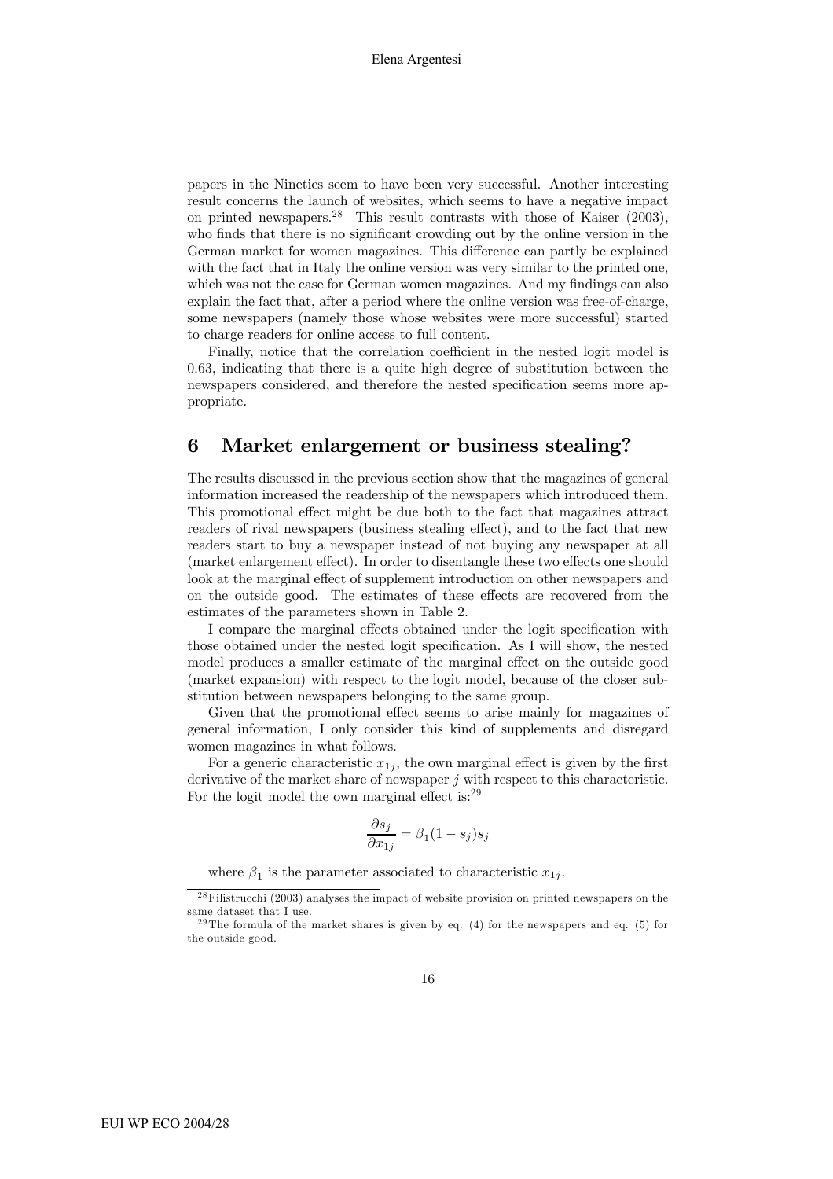papers in the Nineties seem to have been very successful. Another interesting result concerns the launch of websites, which seems to have a negative impact on printed newspapers.[28] This result contrasts with those of Kaiser (2003), who finds that there is no significant crowding out by the online version in the German market for women magazines. This difference can partly be explained with the fact that in Italy the online version was very similar to the printed one, which was not the case for German women magazines. And my findings can also explain the fact that, after a period where the online version was free-of-charge, some newspapers (namely those whose websites were more successful) started to charge readers for online access to full content.

Finally, notice that the correlation coefficient in the nested logit model is 0.63, indicating that there is a quite high degree of substitution between the newspapers considered, and therefore the nested specification seems more appropriate.

## 6 Market enlargement or business stealing?

The results discussed in the previous section show that the magazines of general information increased the readership of the newspapers which introduced them. This promotional effect might be due both to the fact that magazines attract readers of rival newspapers (business stealing effect), and to the fact that new readers start to buy a newspaper instead of not buying any newspaper at all (market enlargement effect). In order to disentangle these two effects one should look at the marginal effect of supplement introduction on other newspapers and on the outside good. The estimates of these effects are recovered from the estimates of the parameters shown in Table 2.

I compare the marginal effects obtained under the logit specification with those obtained under the nested logit specification. As I will show, the nested model produces a smaller estimate of the marginal effect on the outside good (market expansion) with respect to the logit model, because of the closer substitution between newspapers belonging to the same group.

Given that the promotional effect seems to arise mainly for magazines of general information, I only consider this kind of supplements and disregard women magazines in what follows.

For a generic characteristic $x_{1j}$, the own marginal effect is given by the first derivative of the market share of newspaper $j$ with respect to this characteristic. For the logit model the own marginal effect is:[29]

$$\frac{\partial s_j}{\partial x_{1j}} = \beta_1 (1 - s_j) s_j$$

where $\beta_1$ is the parameter associated to characteristic $x_{1j}$.

[28] Filistrucchi (2003) analyses the impact of website provision on printed newspapers on the same dataset that I use.

[29] The formula of the market shares is given by eq. (4) for the newspapers and eq. (5) for the outside good.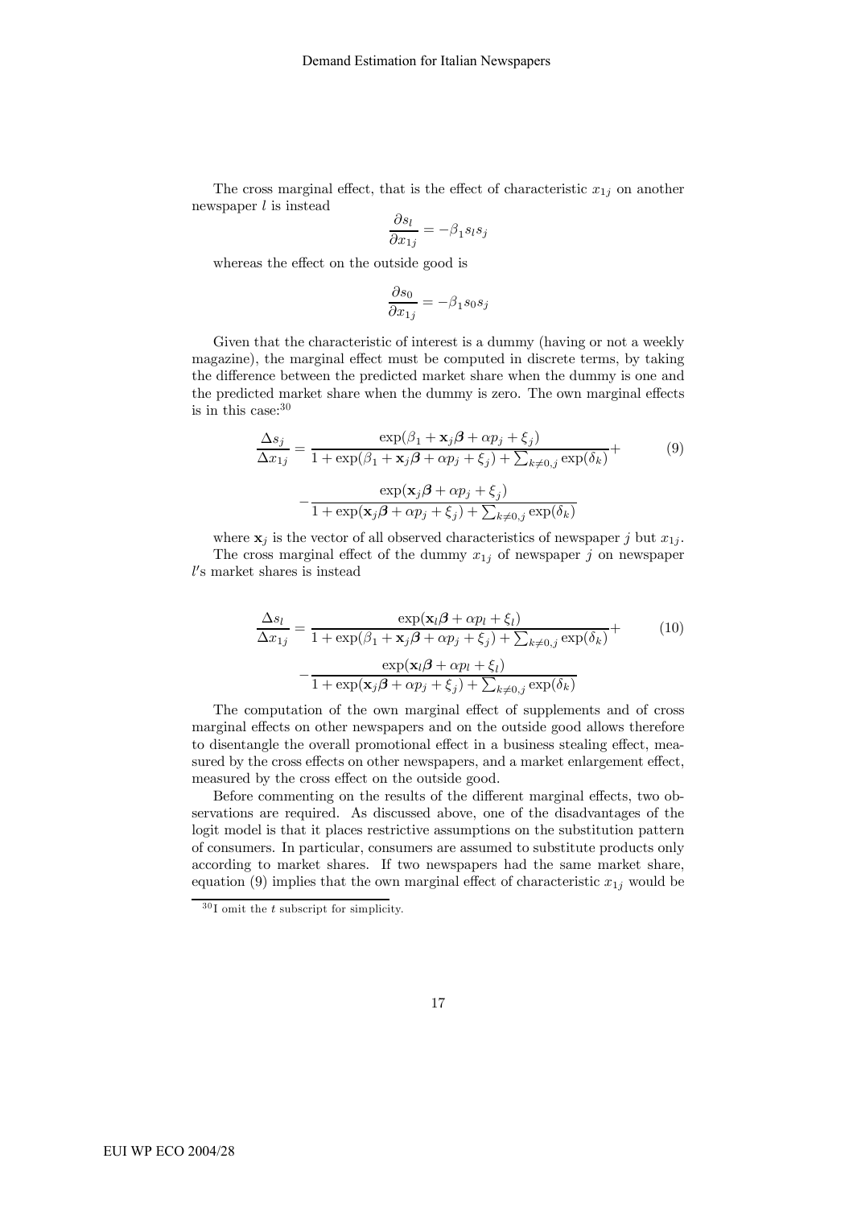The cross marginal effect, that is the effect of characteristic $x_{1j}$ on another newspaper $l$ is instead

$$\frac{\partial s_l}{\partial x_{1j}} = -\beta_1 s_l s_j$$

whereas the effect on the outside good is

$$\frac{\partial s_0}{\partial x_{1j}} = -\beta_1 s_0 s_j$$

Given that the characteristic of interest is a dummy (having or not a weekly magazine), the marginal effect must be computed in discrete terms, by taking the difference between the predicted market share when the dummy is one and the predicted market share when the dummy is zero. The own marginal effects is in this case:[30]

$$\frac{\Delta s_j}{\Delta x_{1j}} = \frac{\exp(\beta_1 + \mathbf{x}_j\boldsymbol{\beta} + \alpha p_j + \xi_j)}{1 + \exp(\beta_1 + \mathbf{x}_j\boldsymbol{\beta} + \alpha p_j + \xi_j) + \sum_{k\neq 0,j}\exp(\delta_k)} + - \frac{\exp(\mathbf{x}_j\boldsymbol{\beta} + \alpha p_j + \xi_j)}{1 + \exp(\mathbf{x}_j\boldsymbol{\beta} + \alpha p_j + \xi_j) + \sum_{k\neq 0,j}\exp(\delta_k)} \tag{9}$$

where $\mathbf{x}_j$ is the vector of all observed characteristics of newspaper $j$ but $x_{1j}$.

The cross marginal effect of the dummy $x_{1j}$ of newspaper $j$ on newspaper $l$'s market shares is instead

$$\frac{\Delta s_l}{\Delta x_{1j}} = \frac{\exp(\mathbf{x}_l\boldsymbol{\beta} + \alpha p_l + \xi_l)}{1 + \exp(\beta_1 + \mathbf{x}_j\boldsymbol{\beta} + \alpha p_j + \xi_j) + \sum_{k\neq 0,j}\exp(\delta_k)} + - \frac{\exp(\mathbf{x}_l\boldsymbol{\beta} + \alpha p_l + \xi_l)}{1 + \exp(\mathbf{x}_j\boldsymbol{\beta} + \alpha p_j + \xi_j) + \sum_{k\neq 0,j}\exp(\delta_k)} \tag{10}$$

The computation of the own marginal effect of supplements and of cross marginal effects on other newspapers and on the outside good allows therefore to disentangle the overall promotional effect in a business stealing effect, measured by the cross effects on other newspapers, and a market enlargement effect, measured by the cross effect on the outside good.

Before commenting on the results of the different marginal effects, two observations are required. As discussed above, one of the disadvantages of the logit model is that it places restrictive assumptions on the substitution pattern of consumers. In particular, consumers are assumed to substitute products only according to market shares. If two newspapers had the same market share, equation (9) implies that the own marginal effect of characteristic $x_{1j}$ would be

[30] I omit the $t$ subscript for simplicity.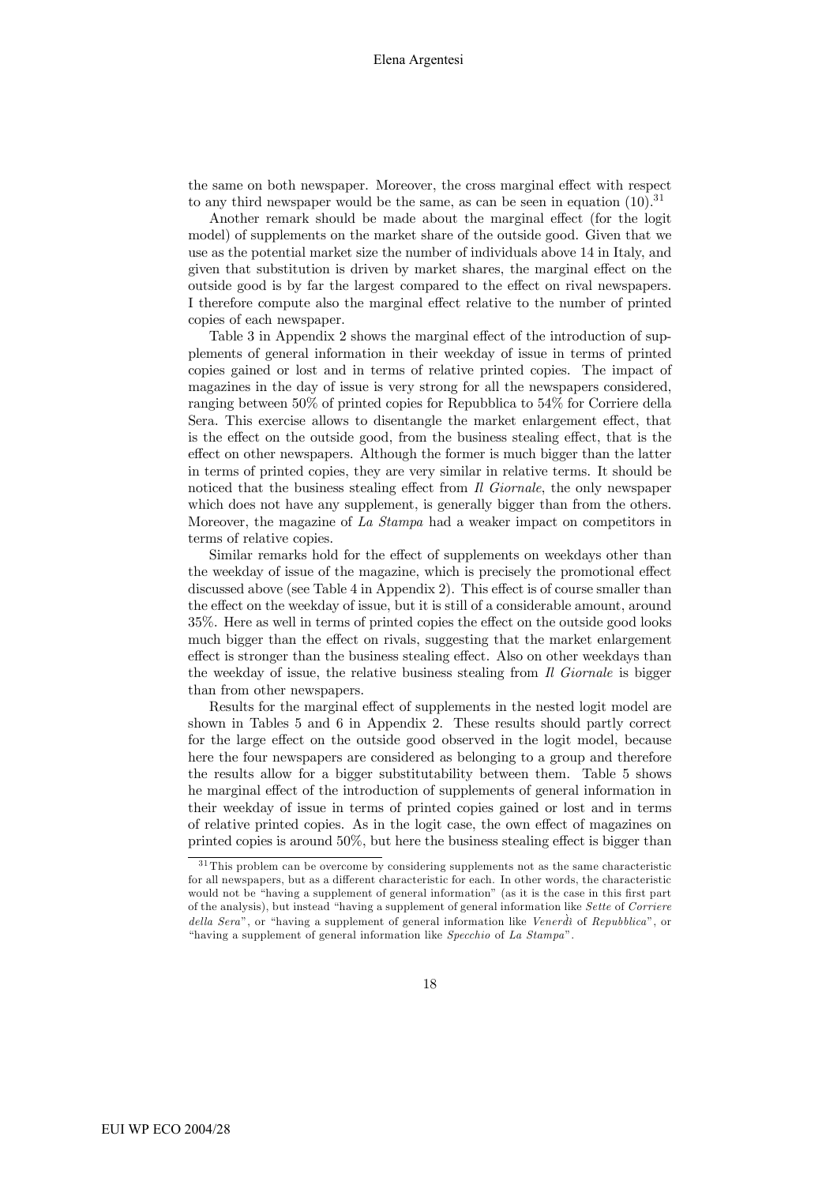the same on both newspaper. Moreover, the cross marginal effect with respect to any third newspaper would be the same, as can be seen in equation (10).[31]

Another remark should be made about the marginal effect (for the logit model) of supplements on the market share of the outside good. Given that we use as the potential market size the number of individuals above 14 in Italy, and given that substitution is driven by market shares, the marginal effect on the outside good is by far the largest compared to the effect on rival newspapers. I therefore compute also the marginal effect relative to the number of printed copies of each newspaper.

Table 3 in Appendix 2 shows the marginal effect of the introduction of supplements of general information in their weekday of issue in terms of printed copies gained or lost and in terms of relative printed copies. The impact of magazines in the day of issue is very strong for all the newspapers considered, ranging between 50% of printed copies for Repubblica to 54% for Corriere della Sera. This exercise allows to disentangle the market enlargement effect, that is the effect on the outside good, from the business stealing effect, that is the effect on other newspapers. Although the former is much bigger than the latter in terms of printed copies, they are very similar in relative terms. It should be noticed that the business stealing effect from *Il Giornale*, the only newspaper which does not have any supplement, is generally bigger than from the others. Moreover, the magazine of *La Stampa* had a weaker impact on competitors in terms of relative copies.

Similar remarks hold for the effect of supplements on weekdays other than the weekday of issue of the magazine, which is precisely the promotional effect discussed above (see Table 4 in Appendix 2). This effect is of course smaller than the effect on the weekday of issue, but it is still of a considerable amount, around 35%. Here as well in terms of printed copies the effect on the outside good looks much bigger than the effect on rivals, suggesting that the market enlargement effect is stronger than the business stealing effect. Also on other weekdays than the weekday of issue, the relative business stealing from *Il Giornale* is bigger than from other newspapers.

Results for the marginal effect of supplements in the nested logit model are shown in Tables 5 and 6 in Appendix 2. These results should partly correct for the large effect on the outside good observed in the logit model, because here the four newspapers are considered as belonging to a group and therefore the results allow for a bigger substitutability between them. Table 5 shows he marginal effect of the introduction of supplements of general information in their weekday of issue in terms of printed copies gained or lost and in terms of relative printed copies. As in the logit case, the own effect of magazines on printed copies is around 50%, but here the business stealing effect is bigger than

---

[31] This problem can be overcome by considering supplements not as the same characteristic for all newspapers, but as a different characteristic for each. In other words, the characteristic would not be "having a supplement of general information" (as it is the case in this first part of the analysis), but instead "having a supplement of general information like *Sette* of *Corriere della Sera*", or "having a supplement of general information like *Venerdì* of *Repubblica*", or "having a supplement of general information like *Specchio* of *La Stampa*".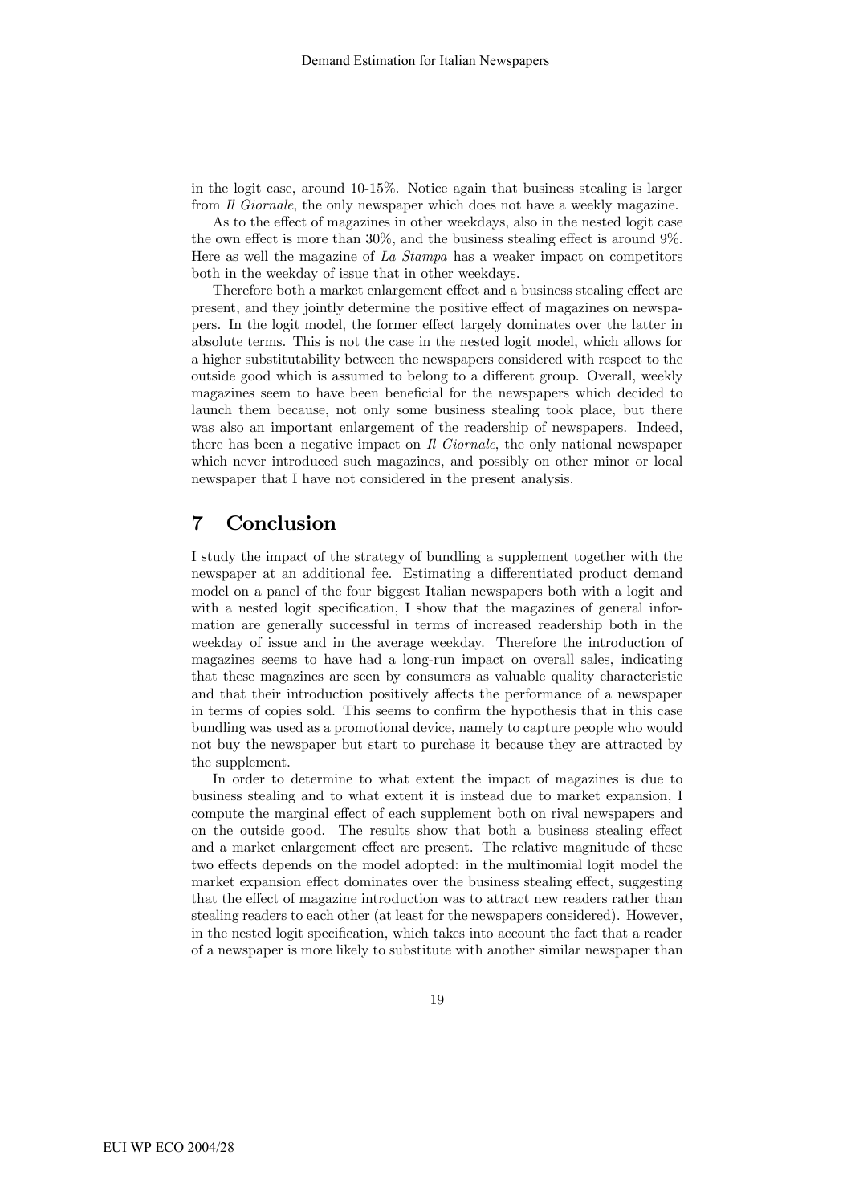in the logit case, around 10-15%. Notice again that business stealing is larger from *Il Giornale*, the only newspaper which does not have a weekly magazine.

As to the effect of magazines in other weekdays, also in the nested logit case the own effect is more than 30%, and the business stealing effect is around 9%. Here as well the magazine of *La Stampa* has a weaker impact on competitors both in the weekday of issue that in other weekdays.

Therefore both a market enlargement effect and a business stealing effect are present, and they jointly determine the positive effect of magazines on newspapers. In the logit model, the former effect largely dominates over the latter in absolute terms. This is not the case in the nested logit model, which allows for a higher substitutability between the newspapers considered with respect to the outside good which is assumed to belong to a different group. Overall, weekly magazines seem to have been beneficial for the newspapers which decided to launch them because, not only some business stealing took place, but there was also an important enlargement of the readership of newspapers. Indeed, there has been a negative impact on *Il Giornale*, the only national newspaper which never introduced such magazines, and possibly on other minor or local newspaper that I have not considered in the present analysis.

# 7 Conclusion

I study the impact of the strategy of bundling a supplement together with the newspaper at an additional fee. Estimating a differentiated product demand model on a panel of the four biggest Italian newspapers both with a logit and with a nested logit specification, I show that the magazines of general information are generally successful in terms of increased readership both in the weekday of issue and in the average weekday. Therefore the introduction of magazines seems to have had a long-run impact on overall sales, indicating that these magazines are seen by consumers as valuable quality characteristic and that their introduction positively affects the performance of a newspaper in terms of copies sold. This seems to confirm the hypothesis that in this case bundling was used as a promotional device, namely to capture people who would not buy the newspaper but start to purchase it because they are attracted by the supplement.

In order to determine to what extent the impact of magazines is due to business stealing and to what extent it is instead due to market expansion, I compute the marginal effect of each supplement both on rival newspapers and on the outside good. The results show that both a business stealing effect and a market enlargement effect are present. The relative magnitude of these two effects depends on the model adopted: in the multinomial logit model the market expansion effect dominates over the business stealing effect, suggesting that the effect of magazine introduction was to attract new readers rather than stealing readers to each other (at least for the newspapers considered). However, in the nested logit specification, which takes into account the fact that a reader of a newspaper is more likely to substitute with another similar newspaper than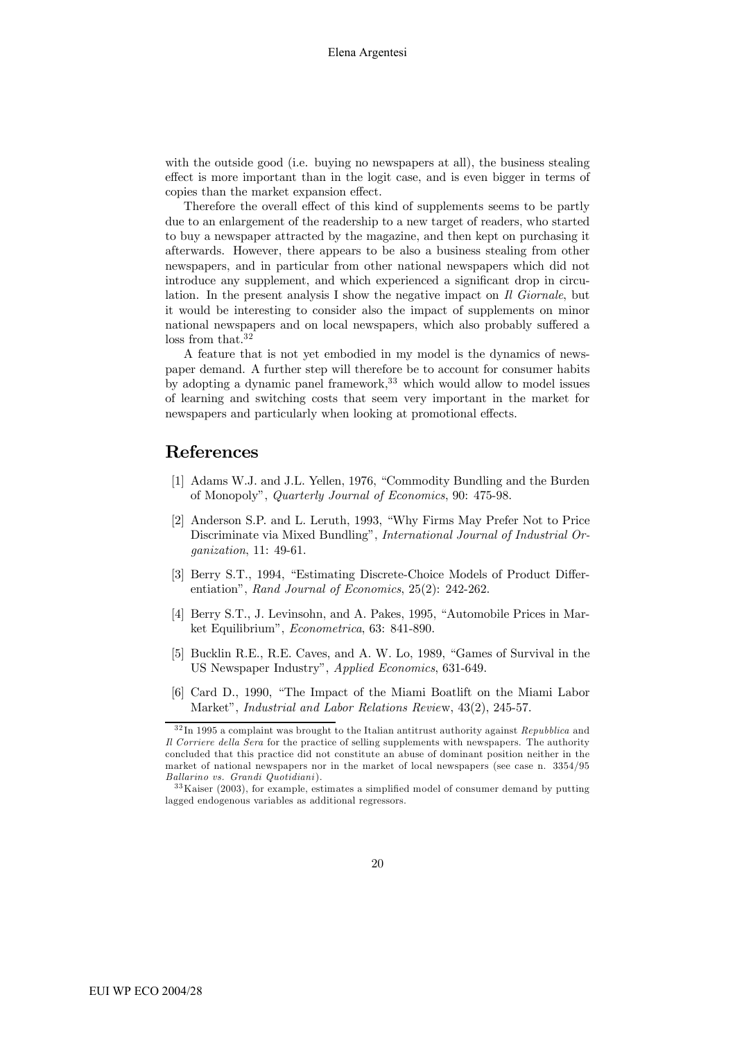with the outside good (i.e. buying no newspapers at all), the business stealing effect is more important than in the logit case, and is even bigger in terms of copies than the market expansion effect.

Therefore the overall effect of this kind of supplements seems to be partly due to an enlargement of the readership to a new target of readers, who started to buy a newspaper attracted by the magazine, and then kept on purchasing it afterwards. However, there appears to be also a business stealing from other newspapers, and in particular from other national newspapers which did not introduce any supplement, and which experienced a significant drop in circulation. In the present analysis I show the negative impact on *Il Giornale*, but it would be interesting to consider also the impact of supplements on minor national newspapers and on local newspapers, which also probably suffered a loss from that.[32]

A feature that is not yet embodied in my model is the dynamics of newspaper demand. A further step will therefore be to account for consumer habits by adopting a dynamic panel framework,[33] which would allow to model issues of learning and switching costs that seem very important in the market for newspapers and particularly when looking at promotional effects.

# References

[1] Adams W.J. and J.L. Yellen, 1976, "Commodity Bundling and the Burden of Monopoly", *Quarterly Journal of Economics*, 90: 475-98.

[2] Anderson S.P. and L. Leruth, 1993, "Why Firms May Prefer Not to Price Discriminate via Mixed Bundling", *International Journal of Industrial Organization*, 11: 49-61.

[3] Berry S.T., 1994, "Estimating Discrete-Choice Models of Product Differentiation", *Rand Journal of Economics*, 25(2): 242-262.

[4] Berry S.T., J. Levinsohn, and A. Pakes, 1995, "Automobile Prices in Market Equilibrium", *Econometrica*, 63: 841-890.

[5] Bucklin R.E., R.E. Caves, and A. W. Lo, 1989, "Games of Survival in the US Newspaper Industry", *Applied Economics*, 631-649.

[6] Card D., 1990, "The Impact of the Miami Boatlift on the Miami Labor Market", *Industrial and Labor Relations Review*, 43(2), 245-57.

[32] In 1995 a complaint was brought to the Italian antitrust authority against *Repubblica* and *Il Corriere della Sera* for the practice of selling supplements with newspapers. The authority concluded that this practice did not constitute an abuse of dominant position neither in the market of national newspapers nor in the market of local newspapers (see case n. 3354/95 *Ballarino vs. Grandi Quotidiani*).

[33] Kaiser (2003), for example, estimates a simplified model of consumer demand by putting lagged endogenous variables as additional regressors.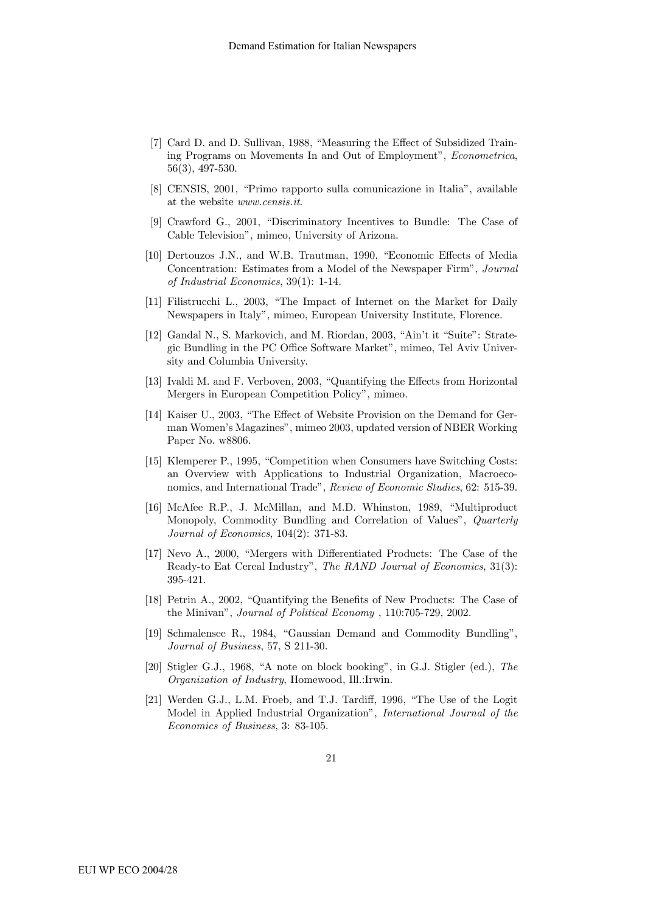[7] Card D. and D. Sullivan, 1988, "Measuring the Effect of Subsidized Training Programs on Movements In and Out of Employment", *Econometrica*, 56(3), 497-530.

[8] CENSIS, 2001, "Primo rapporto sulla comunicazione in Italia", available at the website *www.censis.it*.

[9] Crawford G., 2001, "Discriminatory Incentives to Bundle: The Case of Cable Television", mimeo, University of Arizona.

[10] Dertouzos J.N., and W.B. Trautman, 1990, "Economic Effects of Media Concentration: Estimates from a Model of the Newspaper Firm", *Journal of Industrial Economics*, 39(1): 1-14.

[11] Filistrucchi L., 2003, "The Impact of Internet on the Market for Daily Newspapers in Italy", mimeo, European University Institute, Florence.

[12] Gandal N., S. Markovich, and M. Riordan, 2003, "Ain't it "Suite": Strategic Bundling in the PC Office Software Market", mimeo, Tel Aviv University and Columbia University.

[13] Ivaldi M. and F. Verboven, 2003, "Quantifying the Effects from Horizontal Mergers in European Competition Policy", mimeo.

[14] Kaiser U., 2003, "The Effect of Website Provision on the Demand for German Women's Magazines", mimeo 2003, updated version of NBER Working Paper No. w8806.

[15] Klemperer P., 1995, "Competition when Consumers have Switching Costs: an Overview with Applications to Industrial Organization, Macroeconomics, and International Trade", *Review of Economic Studies*, 62: 515-39.

[16] McAfee R.P., J. McMillan, and M.D. Whinston, 1989, "Multiproduct Monopoly, Commodity Bundling and Correlation of Values", *Quarterly Journal of Economics*, 104(2): 371-83.

[17] Nevo A., 2000, "Mergers with Differentiated Products: The Case of the Ready-to Eat Cereal Industry", *The RAND Journal of Economics*, 31(3): 395-421.

[18] Petrin A., 2002, "Quantifying the Benefits of New Products: The Case of the Minivan", *Journal of Political Economy* , 110:705-729, 2002.

[19] Schmalensee R., 1984, "Gaussian Demand and Commodity Bundling", *Journal of Business*, 57, S 211-30.

[20] Stigler G.J., 1968, "A note on block booking", in G.J. Stigler (ed.), *The Organization of Industry*, Homewood, Ill.:Irwin.

[21] Werden G.J., L.M. Froeb, and T.J. Tardiff, 1996, "The Use of the Logit Model in Applied Industrial Organization", *International Journal of the Economics of Business*, 3: 83-105.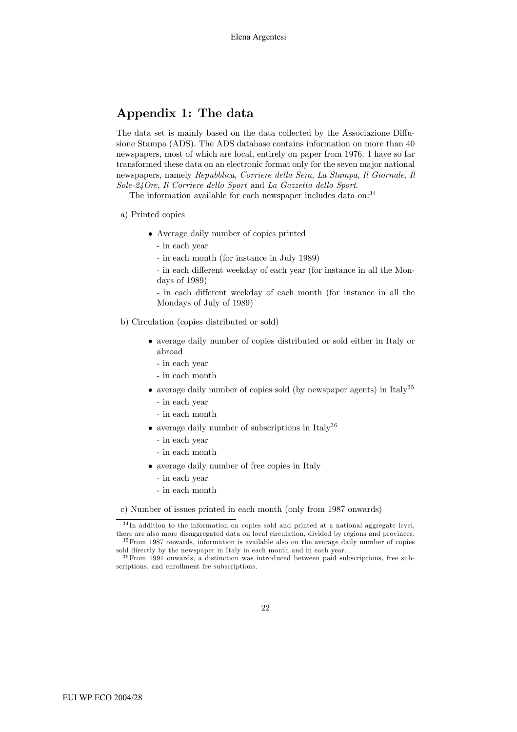## Appendix 1: The data

The data set is mainly based on the data collected by the Associazione Diffusione Stampa (ADS). The ADS database contains information on more than 40 newspapers, most of which are local, entirely on paper from 1976. I have so far transformed these data on an electronic format only for the seven major national newspapers, namely *Repubblica*, *Corriere della Sera*, *La Stampa*, *Il Giornale*, *Il Sole-24Ore*, *Il Corriere dello Sport* and *La Gazzetta dello Sport*.

The information available for each newspaper includes data on:[34]

a) Printed copies

- Average daily number of copies printed
  - in each year
  - in each month (for instance in July 1989)
  - in each different weekday of each year (for instance in all the Mondays of 1989)
  - in each different weekday of each month (for instance in all the Mondays of July of 1989)

b) Circulation (copies distributed or sold)

- average daily number of copies distributed or sold either in Italy or abroad
  - in each year
  - in each month
- average daily number of copies sold (by newspaper agents) in Italy[35]
  - in each year
  - in each month
- average daily number of subscriptions in Italy[36]
  - in each year
  - in each month
- average daily number of free copies in Italy
  - in each year
  - in each month

c) Number of issues printed in each month (only from 1987 onwards)

[34] In addition to the information on copies sold and printed at a national aggregate level, there are also more disaggregated data on local circulation, divided by regions and provinces.

[35] From 1987 onwards, information is available also on the average daily number of copies sold directly by the newspaper in Italy in each month and in each year.

[36] From 1991 onwards, a distinction was introduced between paid subscriptions, free subscriptions, and enrollment fee subscriptions.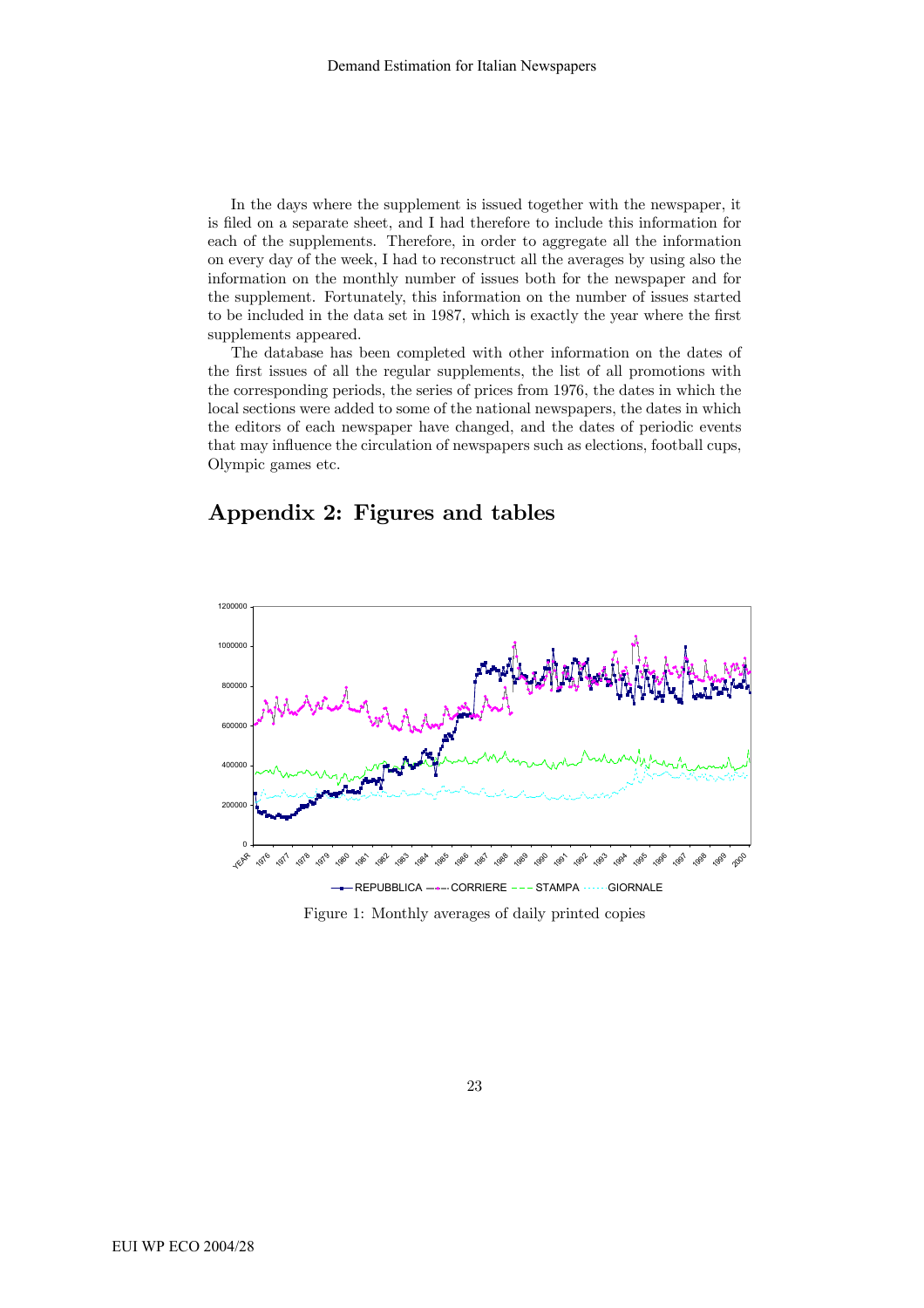In the days where the supplement is issued together with the newspaper, it is filed on a separate sheet, and I had therefore to include this information for each of the supplements. Therefore, in order to aggregate all the information on every day of the week, I had to reconstruct all the averages by using also the information on the monthly number of issues both for the newspaper and for the supplement. Fortunately, this information on the number of issues started to be included in the data set in 1987, which is exactly the year where the first supplements appeared.

The database has been completed with other information on the dates of the first issues of all the regular supplements, the list of all promotions with the corresponding periods, the series of prices from 1976, the dates in which the local sections were added to some of the national newspapers, the dates in which the editors of each newspaper have changed, and the dates of periodic events that may influence the circulation of newspapers such as elections, football cups, Olympic games etc.

# Appendix 2: Figures and tables

Figure 1: Monthly averages of daily printed copies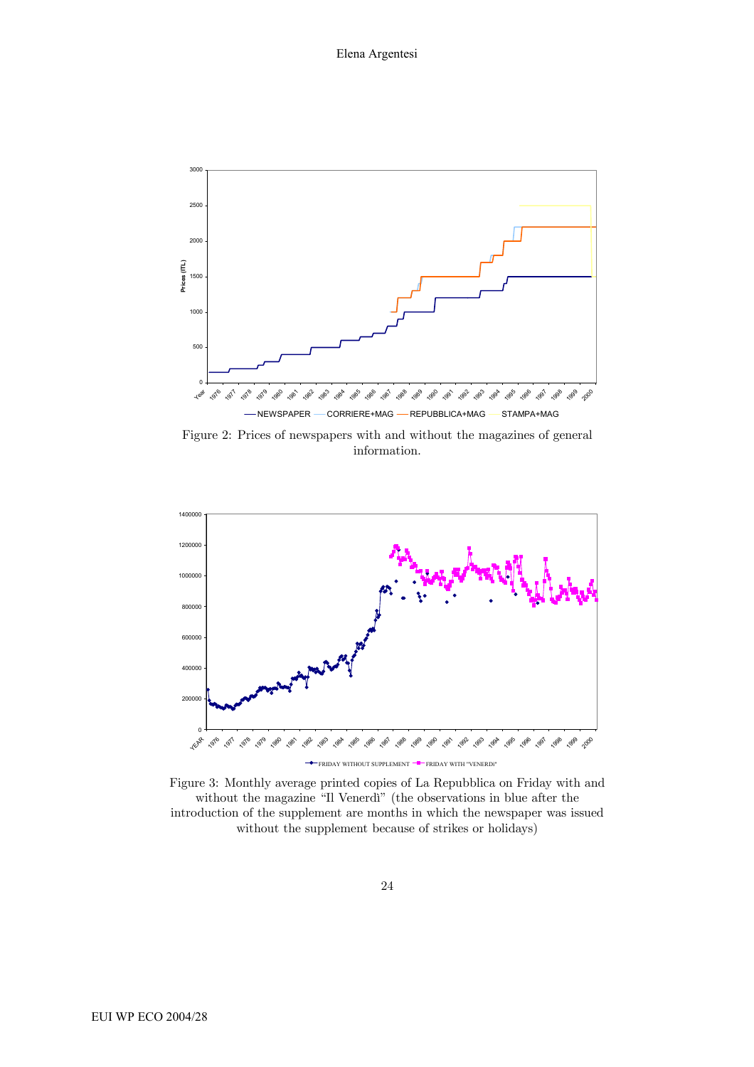Figure 2: Prices of newspapers with and without the magazines of general information.

Figure 3: Monthly average printed copies of La Repubblica on Friday with and without the magazine "Il Venerdì" (the observations in blue after the introduction of the supplement are months in which the newspaper was issued without the supplement because of strikes or holidays)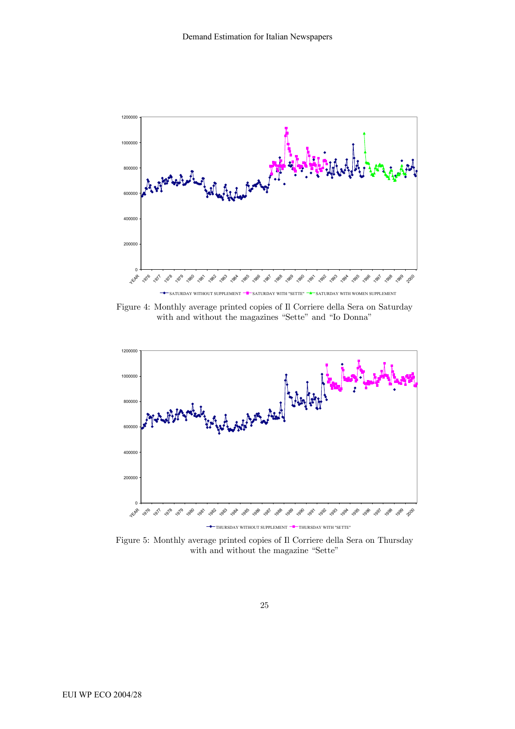Figure 4: Monthly average printed copies of Il Corriere della Sera on Saturday with and without the magazines "Sette" and "Io Donna"

Figure 5: Monthly average printed copies of Il Corriere della Sera on Thursday with and without the magazine "Sette"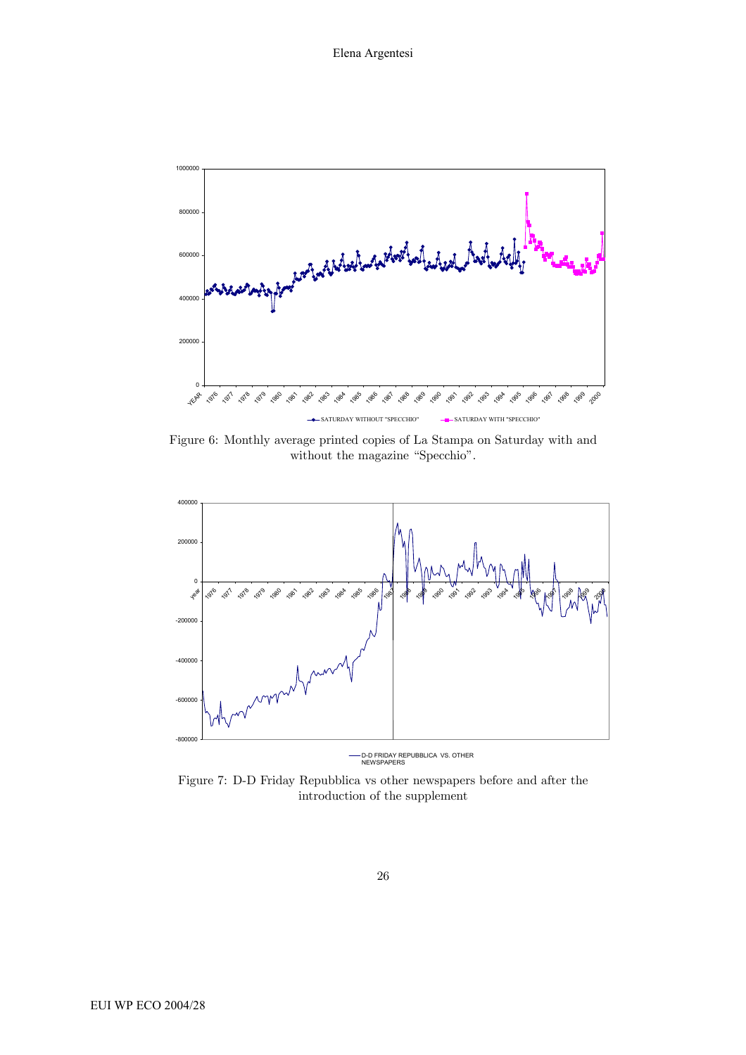Figure 6: Monthly average printed copies of La Stampa on Saturday with and without the magazine "Specchio".

Figure 7: D-D Friday Repubblica vs other newspapers before and after the introduction of the supplement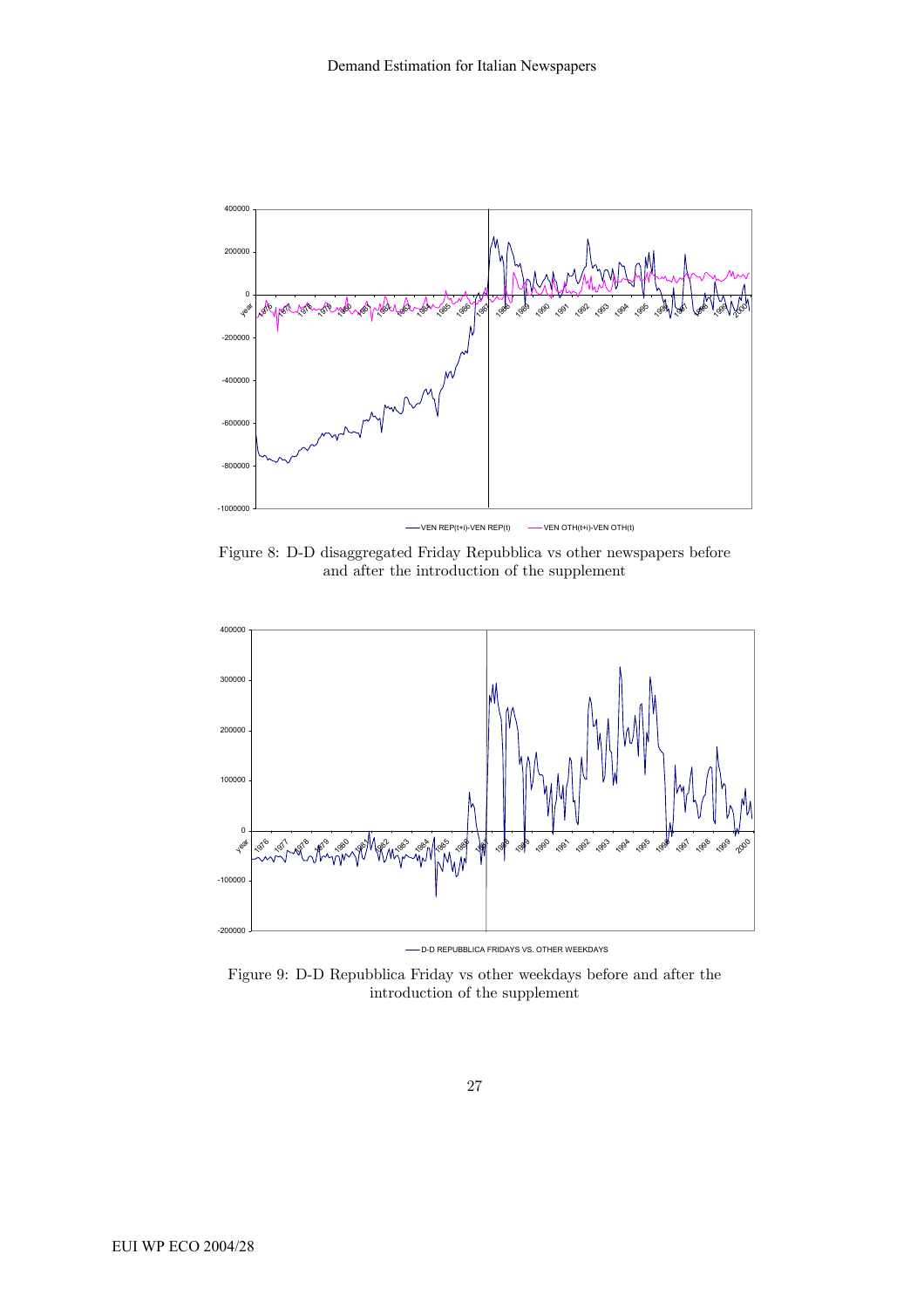Figure 8: D-D disaggregated Friday Repubblica vs other newspapers before and after the introduction of the supplement

Figure 9: D-D Repubblica Friday vs other weekdays before and after the introduction of the supplement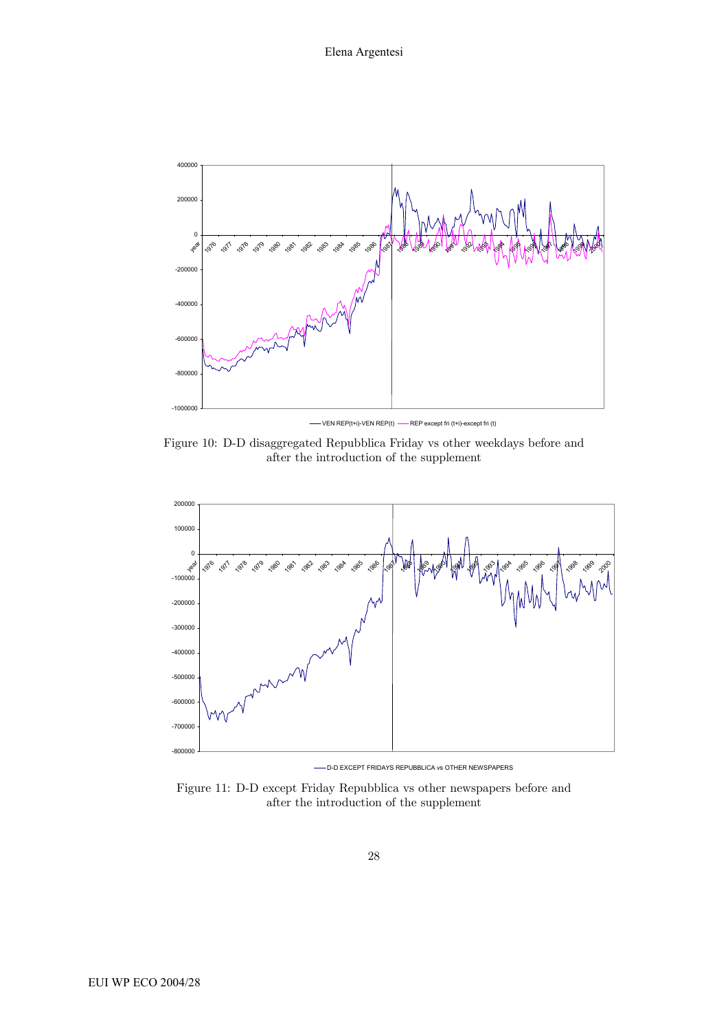Figure 10: D-D disaggregated Repubblica Friday vs other weekdays before and after the introduction of the supplement

Figure 11: D-D except Friday Repubblica vs other newspapers before and after the introduction of the supplement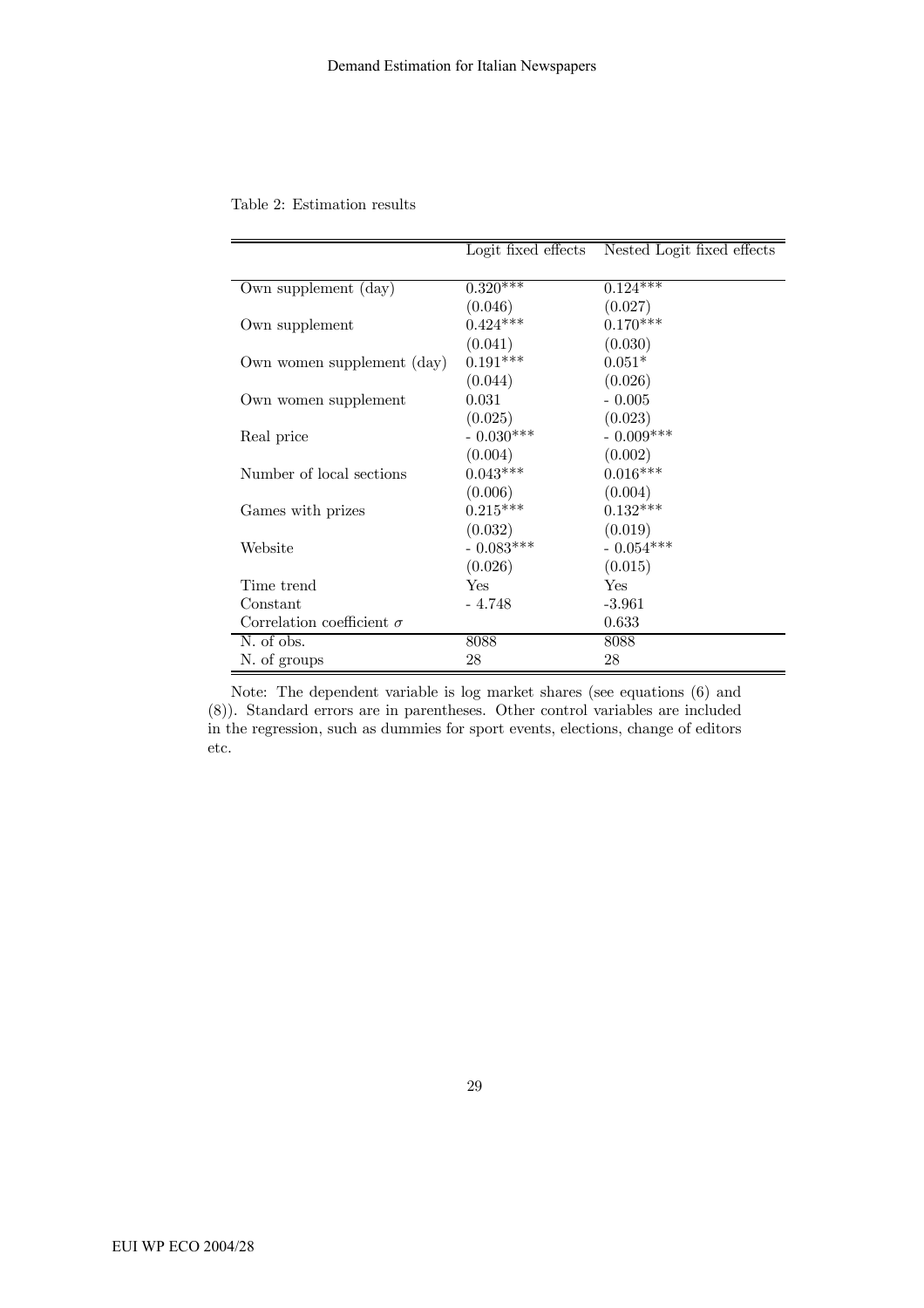Table 2: Estimation results

| | Logit fixed effects | Nested Logit fixed effects |
|---|---|---|
| Own supplement (day) | 0.320*** | 0.124*** |
| | (0.046) | (0.027) |
| Own supplement | 0.424*** | 0.170*** |
| | (0.041) | (0.030) |
| Own women supplement (day) | 0.191*** | 0.051* |
| | (0.044) | (0.026) |
| Own women supplement | 0.031 | - 0.005 |
| | (0.025) | (0.023) |
| Real price | - 0.030*** | - 0.009*** |
| | (0.004) | (0.002) |
| Number of local sections | 0.043*** | 0.016*** |
| | (0.006) | (0.004) |
| Games with prizes | 0.215*** | 0.132*** |
| | (0.032) | (0.019) |
| Website | - 0.083*** | - 0.054*** |
| | (0.026) | (0.015) |
| Time trend | Yes | Yes |
| Constant | - 4.748 | -3.961 |
| Correlation coefficient $\sigma$ | | 0.633 |
| N. of obs. | 8088 | 8088 |
| N. of groups | 28 | 28 |

Note: The dependent variable is log market shares (see equations (6) and (8)). Standard errors are in parentheses. Other control variables are included in the regression, such as dummies for sport events, elections, change of editors etc.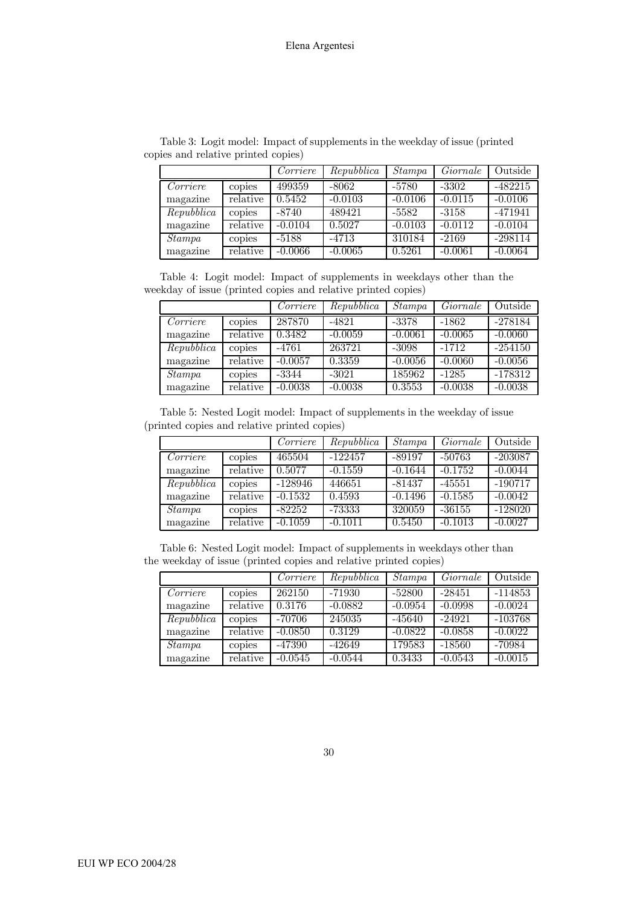Table 3: Logit model: Impact of supplements in the weekday of issue (printed copies and relative printed copies)

| | | *Corriere* | *Repubblica* | *Stampa* | *Giornale* | Outside |
|---|---|---|---|---|---|---|
| *Corriere* | copies | 499359 | -8062 | -5780 | -3302 | -482215 |
| magazine | relative | 0.5452 | -0.0103 | -0.0106 | -0.0115 | -0.0106 |
| *Repubblica* | copies | -8740 | 489421 | -5582 | -3158 | -471941 |
| magazine | relative | -0.0104 | 0.5027 | -0.0103 | -0.0112 | -0.0104 |
| *Stampa* | copies | -5188 | -4713 | 310184 | -2169 | -298114 |
| magazine | relative | -0.0066 | -0.0065 | 0.5261 | -0.0061 | -0.0064 |

Table 4: Logit model: Impact of supplements in weekdays other than the weekday of issue (printed copies and relative printed copies)

| | | *Corriere* | *Repubblica* | *Stampa* | *Giornale* | Outside |
|---|---|---|---|---|---|---|
| *Corriere* | copies | 287870 | -4821 | -3378 | -1862 | -278184 |
| magazine | relative | 0.3482 | -0.0059 | -0.0061 | -0.0065 | -0.0060 |
| *Repubblica* | copies | -4761 | 263721 | -3098 | -1712 | -254150 |
| magazine | relative | -0.0057 | 0.3359 | -0.0056 | -0.0060 | -0.0056 |
| *Stampa* | copies | -3344 | -3021 | 185962 | -1285 | -178312 |
| magazine | relative | -0.0038 | -0.0038 | 0.3553 | -0.0038 | -0.0038 |

Table 5: Nested Logit model: Impact of supplements in the weekday of issue (printed copies and relative printed copies)

| | | *Corriere* | *Repubblica* | *Stampa* | *Giornale* | Outside |
|---|---|---|---|---|---|---|
| *Corriere* | copies | 465504 | -122457 | -89197 | -50763 | -203087 |
| magazine | relative | 0.5077 | -0.1559 | -0.1644 | -0.1752 | -0.0044 |
| *Repubblica* | copies | -128946 | 446651 | -81437 | -45551 | -190717 |
| magazine | relative | -0.1532 | 0.4593 | -0.1496 | -0.1585 | -0.0042 |
| *Stampa* | copies | -82252 | -73333 | 320059 | -36155 | -128020 |
| magazine | relative | -0.1059 | -0.1011 | 0.5450 | -0.1013 | -0.0027 |

Table 6: Nested Logit model: Impact of supplements in weekdays other than the weekday of issue (printed copies and relative printed copies)

| | | *Corriere* | *Repubblica* | *Stampa* | *Giornale* | Outside |
|---|---|---|---|---|---|---|
| *Corriere* | copies | 262150 | -71930 | -52800 | -28451 | -114853 |
| magazine | relative | 0.3176 | -0.0882 | -0.0954 | -0.0998 | -0.0024 |
| *Repubblica* | copies | -70706 | 245035 | -45640 | -24921 | -103768 |
| magazine | relative | -0.0850 | 0.3129 | -0.0822 | -0.0858 | -0.0022 |
| *Stampa* | copies | -47390 | -42649 | 179583 | -18560 | -70984 |
| magazine | relative | -0.0545 | -0.0544 | 0.3433 | -0.0543 | -0.0015 |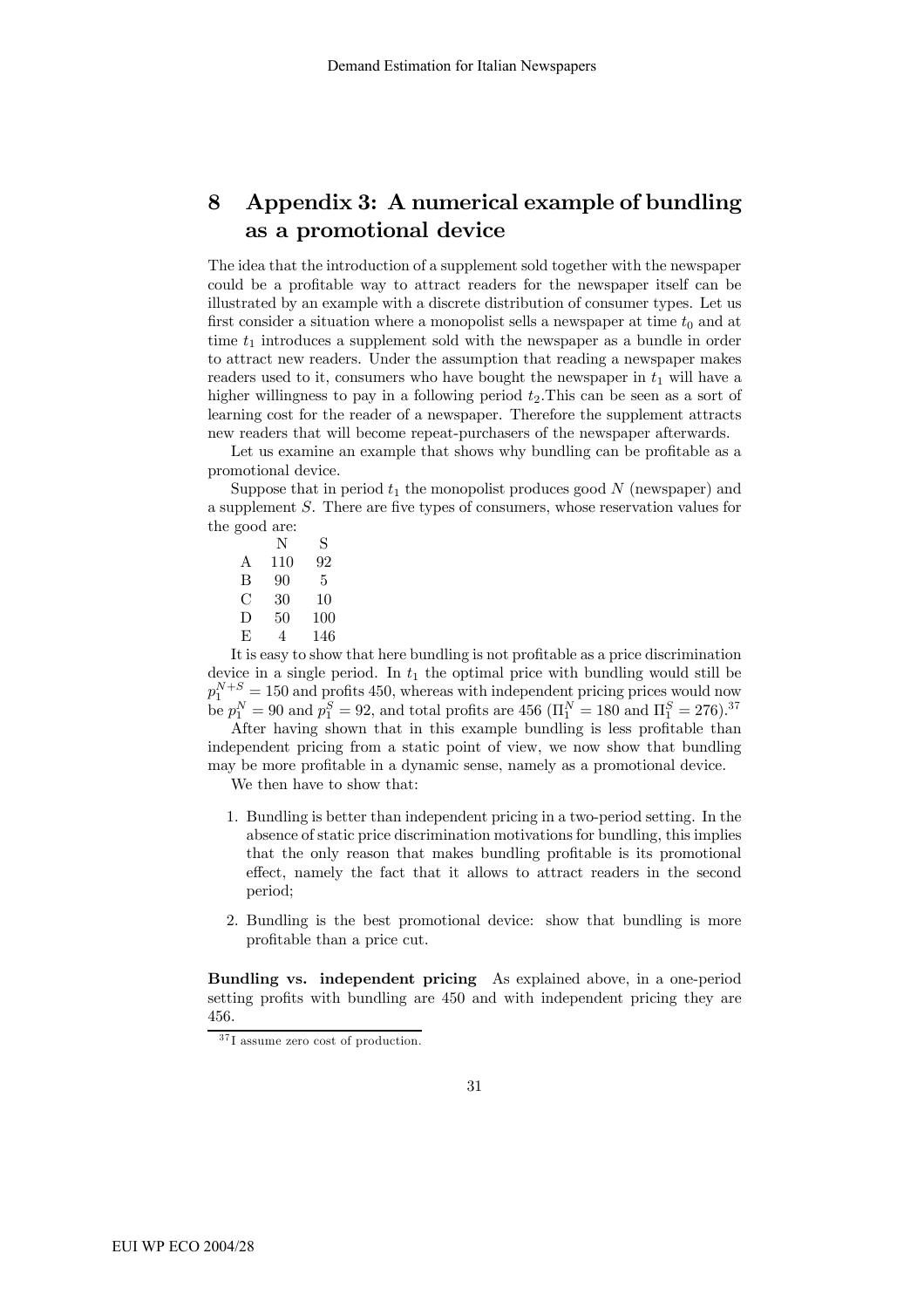# 8 Appendix 3: A numerical example of bundling as a promotional device

The idea that the introduction of a supplement sold together with the newspaper could be a profitable way to attract readers for the newspaper itself can be illustrated by an example with a discrete distribution of consumer types. Let us first consider a situation where a monopolist sells a newspaper at time $t_0$ and at time $t_1$ introduces a supplement sold with the newspaper as a bundle in order to attract new readers. Under the assumption that reading a newspaper makes readers used to it, consumers who have bought the newspaper in $t_1$ will have a higher willingness to pay in a following period $t_2$.This can be seen as a sort of learning cost for the reader of a newspaper. Therefore the supplement attracts new readers that will become repeat-purchasers of the newspaper afterwards.

Let us examine an example that shows why bundling can be profitable as a promotional device.

Suppose that in period $t_1$ the monopolist produces good $N$ (newspaper) and a supplement $S$. There are five types of consumers, whose reservation values for the good are:

| | N | S |
|---|---|---|
| A | 110 | 92 |
| B | 90 | 5 |
| C | 30 | 10 |
| D | 50 | 100 |
| E | 4 | 146 |

It is easy to show that here bundling is not profitable as a price discrimination device in a single period. In $t_1$ the optimal price with bundling would still be $p_1^{N+S} = 150$ and profits 450, whereas with independent pricing prices would now be $p_1^N = 90$ and $p_1^S = 92$, and total profits are 456 ($\Pi_1^N = 180$ and $\Pi_1^S = 276$).[37]

After having shown that in this example bundling is less profitable than independent pricing from a static point of view, we now show that bundling may be more profitable in a dynamic sense, namely as a promotional device.

We then have to show that:

1. Bundling is better than independent pricing in a two-period setting. In the absence of static price discrimination motivations for bundling, this implies that the only reason that makes bundling profitable is its promotional effect, namely the fact that it allows to attract readers in the second period;
2. Bundling is the best promotional device: show that bundling is more profitable than a price cut.

**Bundling vs. independent pricing** As explained above, in a one-period setting profits with bundling are 450 and with independent pricing they are 456.

[37] I assume zero cost of production.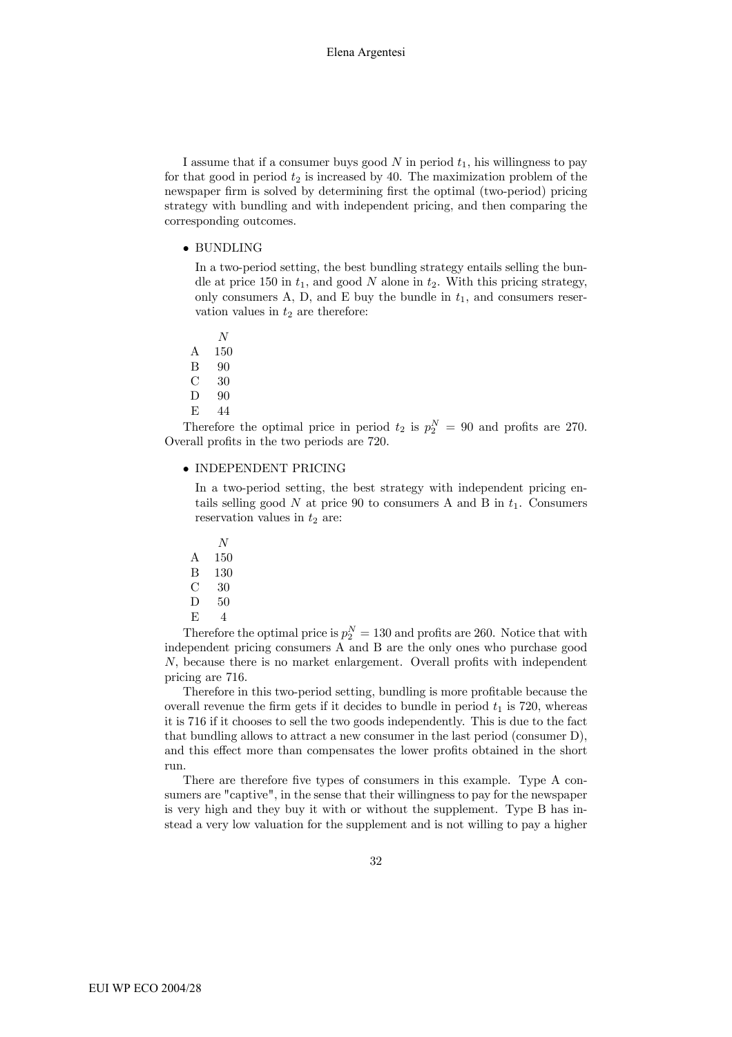I assume that if a consumer buys good $N$ in period $t_1$, his willingness to pay for that good in period $t_2$ is increased by 40. The maximization problem of the newspaper firm is solved by determining first the optimal (two-period) pricing strategy with bundling and with independent pricing, and then comparing the corresponding outcomes.

- BUNDLING

  In a two-period setting, the best bundling strategy entails selling the bundle at price 150 in $t_1$, and good $N$ alone in $t_2$. With this pricing strategy, only consumers A, D, and E buy the bundle in $t_1$, and consumers reservation values in $t_2$ are therefore:

|   | $N$ |
|---|---|
| A | 150 |
| B | 90 |
| C | 30 |
| D | 90 |
| E | 44 |

Therefore the optimal price in period $t_2$ is $p_2^N = 90$ and profits are 270. Overall profits in the two periods are 720.

- INDEPENDENT PRICING

  In a two-period setting, the best strategy with independent pricing entails selling good $N$ at price 90 to consumers A and B in $t_1$. Consumers reservation values in $t_2$ are:

|   | $N$ |
|---|---|
| A | 150 |
| B | 130 |
| C | 30 |
| D | 50 |
| E | 4 |

Therefore the optimal price is $p_2^N = 130$ and profits are 260. Notice that with independent pricing consumers A and B are the only ones who purchase good $N$, because there is no market enlargement. Overall profits with independent pricing are 716.

Therefore in this two-period setting, bundling is more profitable because the overall revenue the firm gets if it decides to bundle in period $t_1$ is 720, whereas it is 716 if it chooses to sell the two goods independently. This is due to the fact that bundling allows to attract a new consumer in the last period (consumer D), and this effect more than compensates the lower profits obtained in the short run.

There are therefore five types of consumers in this example. Type A consumers are "captive", in the sense that their willingness to pay for the newspaper is very high and they buy it with or without the supplement. Type B has instead a very low valuation for the supplement and is not willing to pay a higher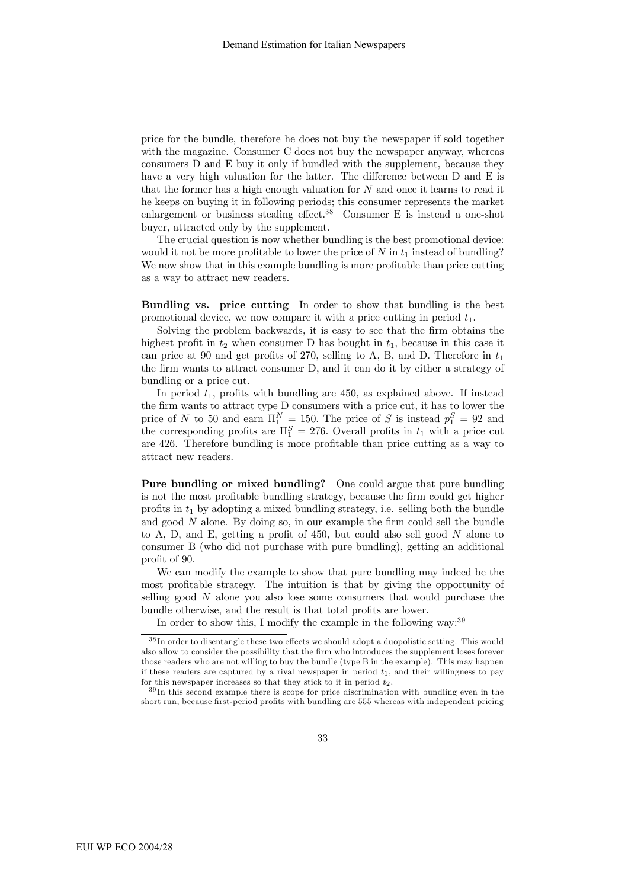price for the bundle, therefore he does not buy the newspaper if sold together with the magazine. Consumer C does not buy the newspaper anyway, whereas consumers D and E buy it only if bundled with the supplement, because they have a very high valuation for the latter. The difference between D and E is that the former has a high enough valuation for $N$ and once it learns to read it he keeps on buying it in following periods; this consumer represents the market enlargement or business stealing effect.[38] Consumer E is instead a one-shot buyer, attracted only by the supplement.

The crucial question is now whether bundling is the best promotional device: would it not be more profitable to lower the price of $N$ in $t_1$ instead of bundling? We now show that in this example bundling is more profitable than price cutting as a way to attract new readers.

**Bundling vs. price cutting** In order to show that bundling is the best promotional device, we now compare it with a price cutting in period $t_1$.

Solving the problem backwards, it is easy to see that the firm obtains the highest profit in $t_2$ when consumer D has bought in $t_1$, because in this case it can price at 90 and get profits of 270, selling to A, B, and D. Therefore in $t_1$ the firm wants to attract consumer D, and it can do it by either a strategy of bundling or a price cut.

In period $t_1$, profits with bundling are 450, as explained above. If instead the firm wants to attract type D consumers with a price cut, it has to lower the price of $N$ to 50 and earn $\Pi_1^N = 150$. The price of $S$ is instead $p_1^S = 92$ and the corresponding profits are $\Pi_1^S = 276$. Overall profits in $t_1$ with a price cut are 426. Therefore bundling is more profitable than price cutting as a way to attract new readers.

**Pure bundling or mixed bundling?** One could argue that pure bundling is not the most profitable bundling strategy, because the firm could get higher profits in $t_1$ by adopting a mixed bundling strategy, i.e. selling both the bundle and good $N$ alone. By doing so, in our example the firm could sell the bundle to A, D, and E, getting a profit of 450, but could also sell good $N$ alone to consumer B (who did not purchase with pure bundling), getting an additional profit of 90.

We can modify the example to show that pure bundling may indeed be the most profitable strategy. The intuition is that by giving the opportunity of selling good $N$ alone you also lose some consumers that would purchase the bundle otherwise, and the result is that total profits are lower.

In order to show this, I modify the example in the following way:[39]

[38] In order to disentangle these two effects we should adopt a duopolistic setting. This would also allow to consider the possibility that the firm who introduces the supplement loses forever those readers who are not willing to buy the bundle (type B in the example). This may happen if these readers are captured by a rival newspaper in period $t_1$, and their willingness to pay for this newspaper increases so that they stick to it in period $t_2$.

[39] In this second example there is scope for price discrimination with bundling even in the short run, because first-period profits with bundling are 555 whereas with independent pricing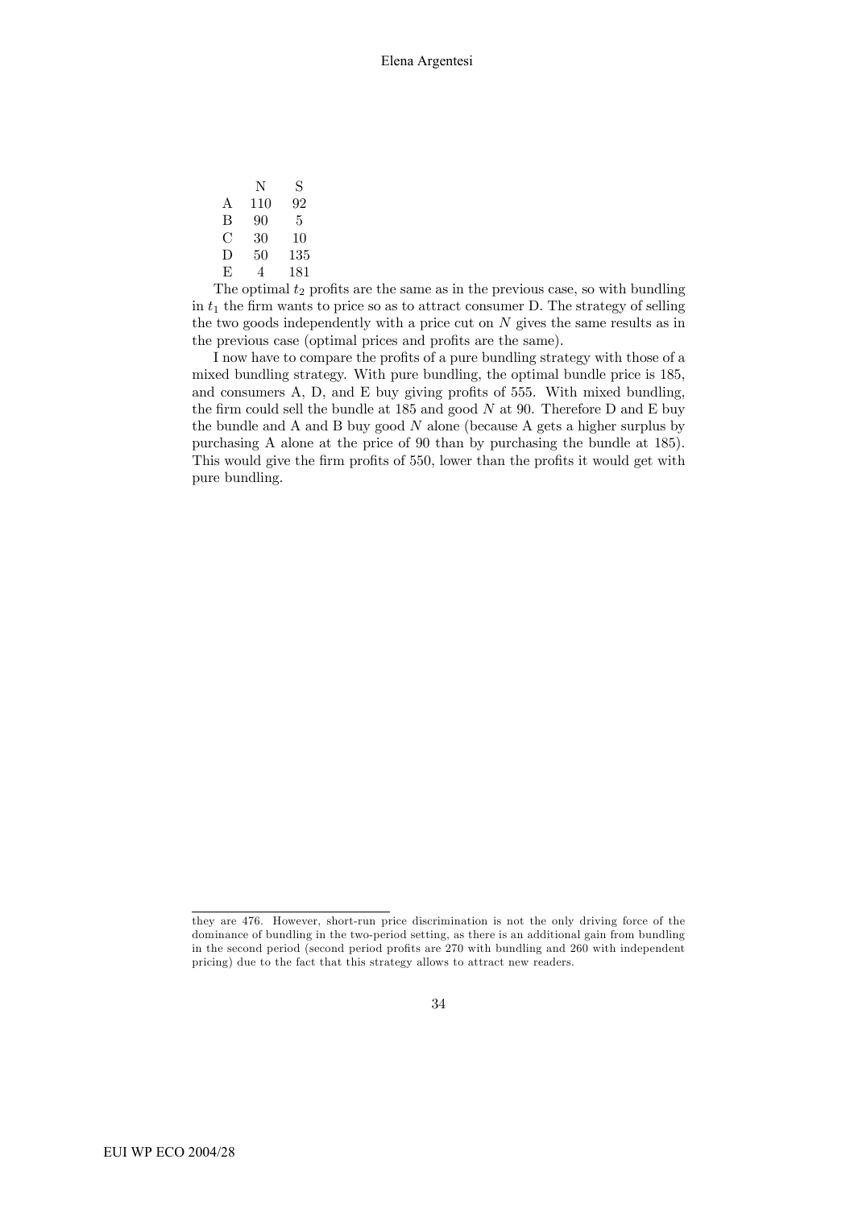| | N | S |
|---|---|---|
| A | 110 | 92 |
| B | 90 | 5 |
| C | 30 | 10 |
| D | 50 | 135 |
| E | 4 | 181 |

The optimal $t_2$ profits are the same as in the previous case, so with bundling in $t_1$ the firm wants to price so as to attract consumer D. The strategy of selling the two goods independently with a price cut on $N$ gives the same results as in the previous case (optimal prices and profits are the same).

I now have to compare the profits of a pure bundling strategy with those of a mixed bundling strategy. With pure bundling, the optimal bundle price is 185, and consumers A, D, and E buy giving profits of 555. With mixed bundling, the firm could sell the bundle at 185 and good $N$ at 90. Therefore D and E buy the bundle and A and B buy good $N$ alone (because A gets a higher surplus by purchasing A alone at the price of 90 than by purchasing the bundle at 185). This would give the firm profits of 550, lower than the profits it would get with pure bundling.

---

they are 476. However, short-run price discrimination is not the only driving force of the dominance of bundling in the two-period setting, as there is an additional gain from bundling in the second period (second period profits are 270 with bundling and 260 with independent pricing) due to the fact that this strategy allows to attract new readers.